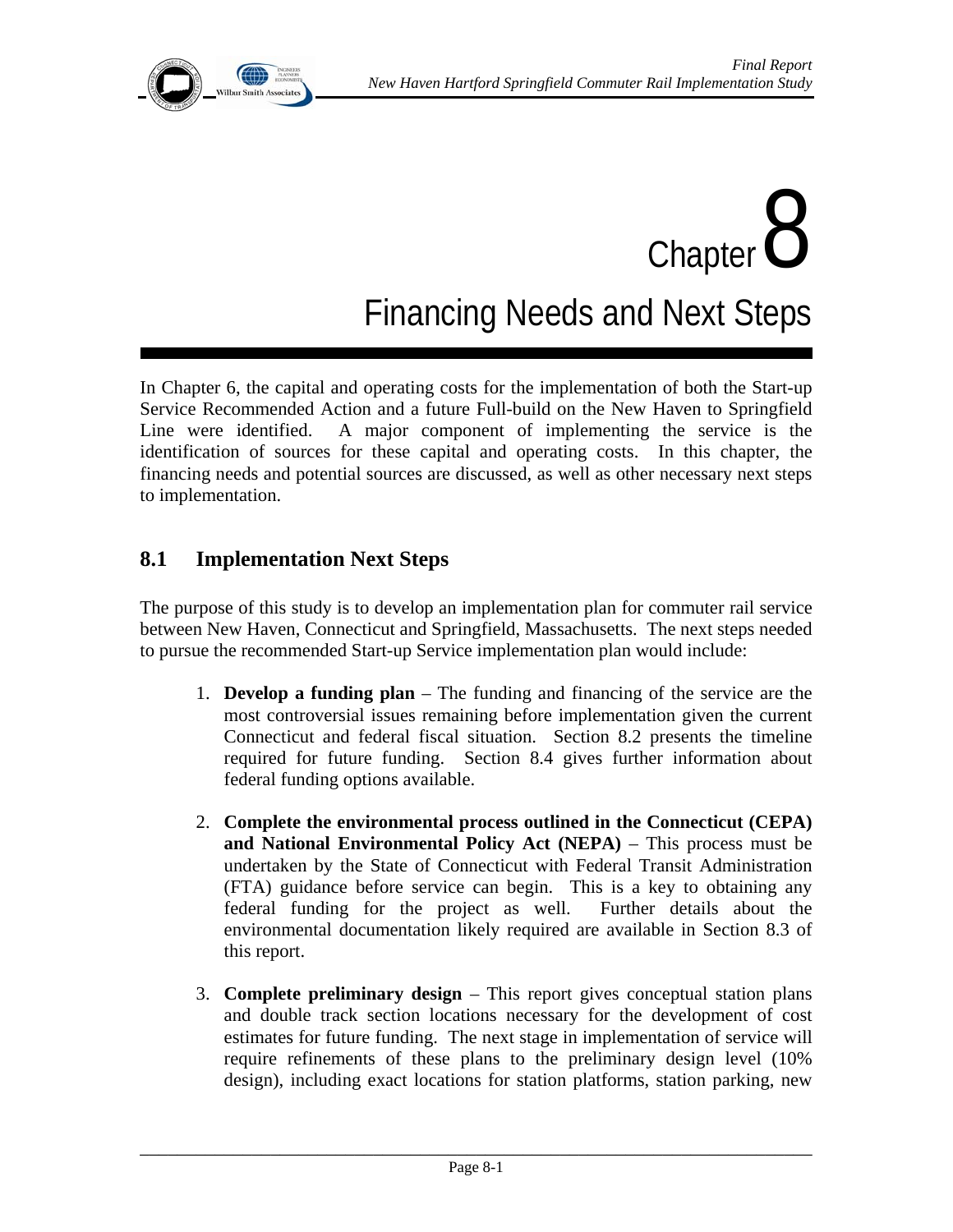# Chapter 8

# Financing Needs and Next Steps

In Chapter 6, the capital and operating costs for the implementation of both the Start-up Service Recommended Action and a future Full-build on the New Haven to Springfield Line were identified. A major component of implementing the service is the identification of sources for these capital and operating costs. In this chapter, the financing needs and potential sources are discussed, as well as other necessary next steps to implementation.

## 8.1 Implementation Next Steps

The purpose of this study is to develop an implementation plan for commuter rail service between New Haven, Connecticut and Springfield, Massachusetts. The next steps needed to pursue the recommended Start-up Service implementation plan would include:

1. **Develop a funding plan** – The funding and financing of the service are the most controversial issues remaining before implementation given the current Connecticut and federal fiscal situation. Section 8.2 presents the timeline required for future funding. Section 8.4 gives further information about federal funding options available.

2. **Complete the environmental process outlined in the Connecticut (CEPA) and National Environmental Policy Act (NEPA)** – This process must be undertaken by the State of Connecticut with Federal Transit Administration (FTA) guidance before service can begin. This is a key to obtaining any federal funding for the project as well. Further details about the environmental documentation likely required are available in Section 8.3 of this report.

3. **Complete preliminary design** – This report gives conceptual station plans and double track section locations necessary for the development of cost estimates for future funding. The next stage in implementation of service will require refinements of these plans to the preliminary design level (10% design), including exact locations for station platforms, station parking, new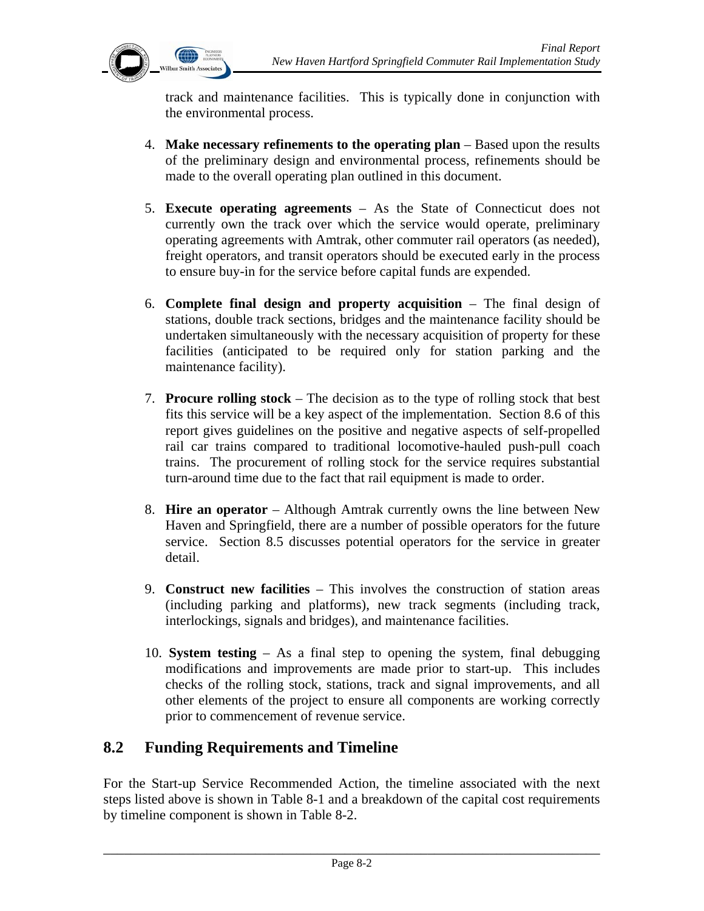track and maintenance facilities. This is typically done in conjunction with the environmental process.

4. **Make necessary refinements to the operating plan** – Based upon the results of the preliminary design and environmental process, refinements should be made to the overall operating plan outlined in this document.

5. **Execute operating agreements** – As the State of Connecticut does not currently own the track over which the service would operate, preliminary operating agreements with Amtrak, other commuter rail operators (as needed), freight operators, and transit operators should be executed early in the process to ensure buy-in for the service before capital funds are expended.

6. **Complete final design and property acquisition** – The final design of stations, double track sections, bridges and the maintenance facility should be undertaken simultaneously with the necessary acquisition of property for these facilities (anticipated to be required only for station parking and the maintenance facility).

7. **Procure rolling stock** – The decision as to the type of rolling stock that best fits this service will be a key aspect of the implementation. Section 8.6 of this report gives guidelines on the positive and negative aspects of self-propelled rail car trains compared to traditional locomotive-hauled push-pull coach trains. The procurement of rolling stock for the service requires substantial turn-around time due to the fact that rail equipment is made to order.

8. **Hire an operator** – Although Amtrak currently owns the line between New Haven and Springfield, there are a number of possible operators for the future service. Section 8.5 discusses potential operators for the service in greater detail.

9. **Construct new facilities** – This involves the construction of station areas (including parking and platforms), new track segments (including track, interlockings, signals and bridges), and maintenance facilities.

10. **System testing** – As a final step to opening the system, final debugging modifications and improvements are made prior to start-up. This includes checks of the rolling stock, stations, track and signal improvements, and all other elements of the project to ensure all components are working correctly prior to commencement of revenue service.

## 8.2 Funding Requirements and Timeline

For the Start-up Service Recommended Action, the timeline associated with the next steps listed above is shown in Table 8-1 and a breakdown of the capital cost requirements by timeline component is shown in Table 8-2.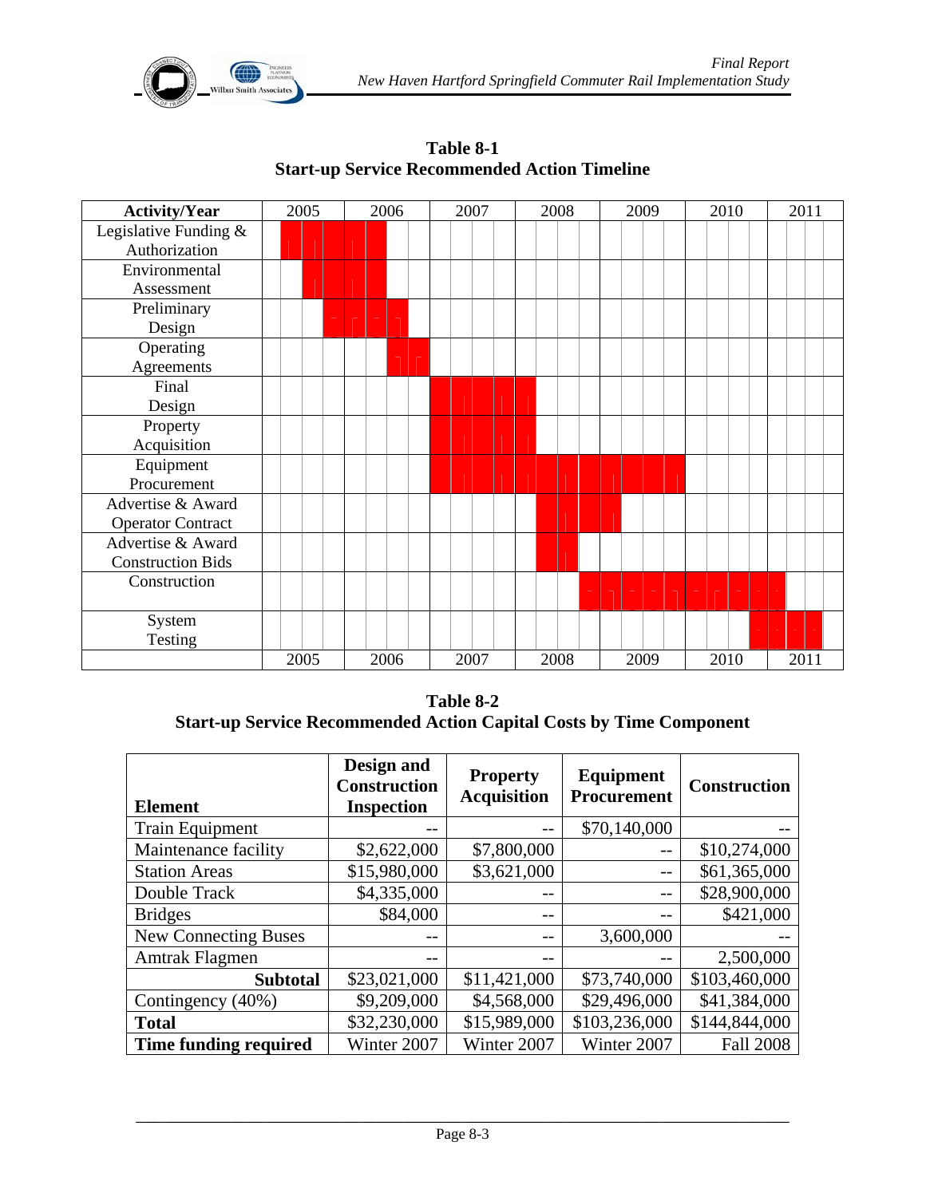**Table 8-1**
**Start-up Service Recommended Action Timeline**

| Activity/Year | 2005 | | | | 2006 | | | | 2007 | | | | 2008 | | | | 2009 | | | | 2010 | | | | 2011 | | | |
|---|---|---|---|---|---|---|---|---|---|---|---|---|---|---|---|---|---|---|---|---|---|---|---|---|---|---|---|---|
| Legislative Funding & Authorization | | ■ | ■ | ■ | ■ | ■ | | | | | | | | | | | | | | | | | | | | | | |
| Environmental Assessment | | | ■ | ■ | ■ | ■ | | | | | | | | | | | | | | | | | | | | | | |
| Preliminary Design | | | | ■ | ■ | ■ | ■ | | | | | | | | | | | | | | | | | | | | | |
| Operating Agreements | | | | | | | ■ | ■ | | | | | | | | | | | | | | | | | | | | |
| Final Design | | | | | | | | | ■ | ■ | ■ | ■ | ■ | | | | | | | | | | | | | | | |
| Property Acquisition | | | | | | | | | ■ | ■ | ■ | ■ | ■ | | | | | | | | | | | | | | | |
| Equipment Procurement | | | | | | | | | ■ | ■ | ■ | ■ | ■ | ■ | ■ | ■ | ■ | ■ | ■ | ■ | | | | | | | | |
| Advertise & Award Operator Contract | | | | | | | | | | | | | | ■ | ■ | ■ | ■ | | | | | | | | | | | |
| Advertise & Award Construction Bids | | | | | | | | | | | | | | ■ | ■ | | | | | | | | | | | | | |
| Construction | | | | | | | | | | | | | | | | ■ | ■ | ■ | ■ | ■ | ■ | ■ | ■ | ■ | ■ | | | |
| System Testing | | | | | | | | | | | | | | | | | | | | | | | | ■ | ■ | ■ | ■ | |
| | 2005 | | | | 2006 | | | | 2007 | | | | 2008 | | | | 2009 | | | | 2010 | | | | 2011 | | | |

**Table 8-2**
**Start-up Service Recommended Action Capital Costs by Time Component**

| Element | Design and Construction Inspection | Property Acquisition | Equipment Procurement | Construction |
|---|---|---|---|---|
| Train Equipment | -- | -- | $70,140,000 | -- |
| Maintenance facility | $2,622,000 | $7,800,000 | -- | $10,274,000 |
| Station Areas | $15,980,000 | $3,621,000 | -- | $61,365,000 |
| Double Track | $4,335,000 | -- | -- | $28,900,000 |
| Bridges | $84,000 | -- | -- | $421,000 |
| New Connecting Buses | -- | -- | 3,600,000 | -- |
| Amtrak Flagmen | -- | -- | -- | 2,500,000 |
| **Subtotal** | $23,021,000 | $11,421,000 | $73,740,000 | $103,460,000 |
| Contingency (40%) | $9,209,000 | $4,568,000 | $29,496,000 | $41,384,000 |
| **Total** | $32,230,000 | $15,989,000 | $103,236,000 | $144,844,000 |
| **Time funding required** | Winter 2007 | Winter 2007 | Winter 2007 | Fall 2008 |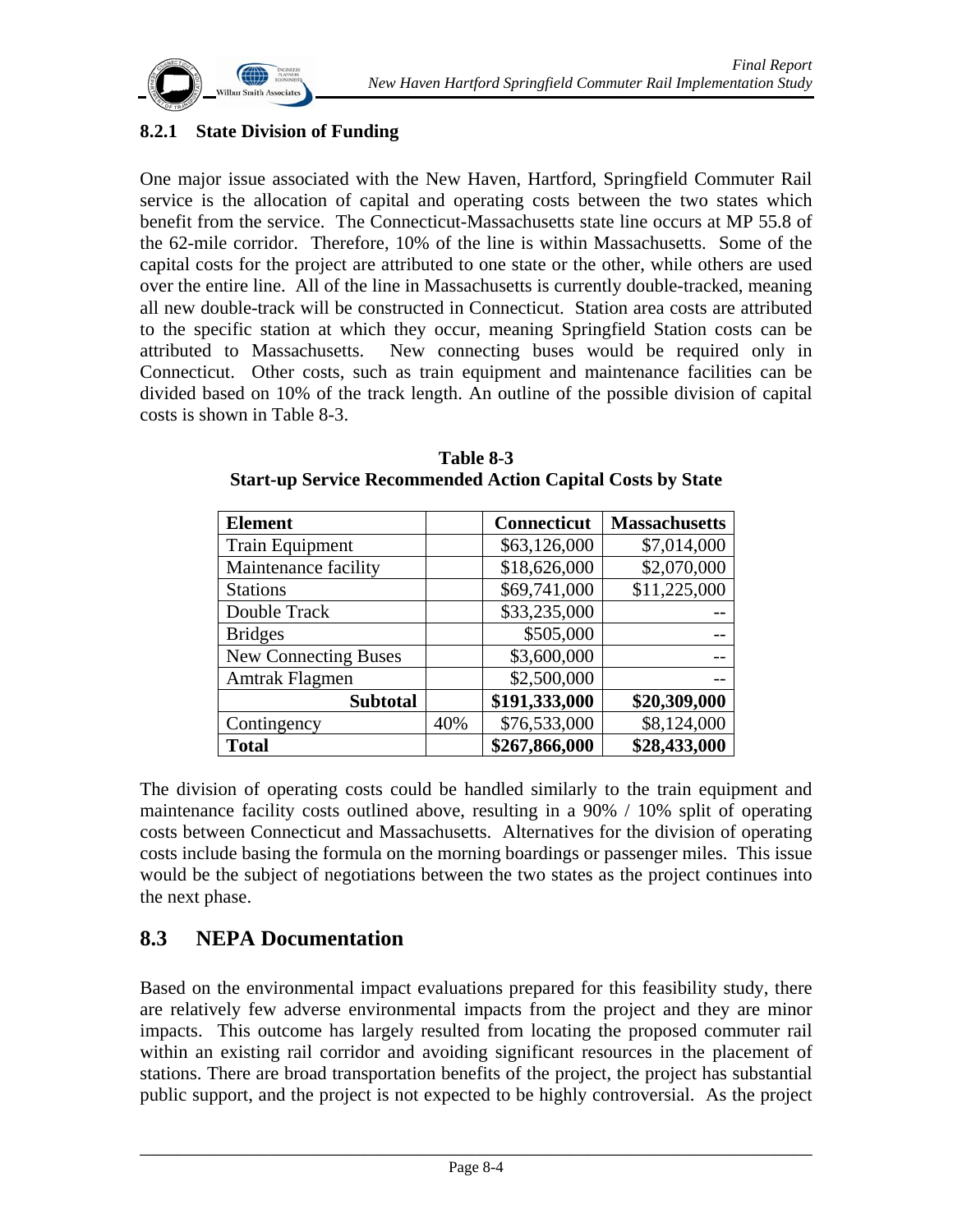### 8.2.1 State Division of Funding

One major issue associated with the New Haven, Hartford, Springfield Commuter Rail service is the allocation of capital and operating costs between the two states which benefit from the service. The Connecticut-Massachusetts state line occurs at MP 55.8 of the 62-mile corridor. Therefore, 10% of the line is within Massachusetts. Some of the capital costs for the project are attributed to one state or the other, while others are used over the entire line. All of the line in Massachusetts is currently double-tracked, meaning all new double-track will be constructed in Connecticut. Station area costs are attributed to the specific station at which they occur, meaning Springfield Station costs can be attributed to Massachusetts. New connecting buses would be required only in Connecticut. Other costs, such as train equipment and maintenance facilities can be divided based on 10% of the track length. An outline of the possible division of capital costs is shown in Table 8-3.

**Table 8-3**
**Start-up Service Recommended Action Capital Costs by State**

| Element | | Connecticut | Massachusetts |
|---|---|---|---|
| Train Equipment | | \$63,126,000 | \$7,014,000 |
| Maintenance facility | | \$18,626,000 | \$2,070,000 |
| Stations | | \$69,741,000 | \$11,225,000 |
| Double Track | | \$33,235,000 | -- |
| Bridges | | \$505,000 | -- |
| New Connecting Buses | | \$3,600,000 | -- |
| Amtrak Flagmen | | \$2,500,000 | -- |
| **Subtotal** | | **\$191,333,000** | **\$20,309,000** |
| Contingency | 40% | \$76,533,000 | \$8,124,000 |
| **Total** | | **\$267,866,000** | **\$28,433,000** |

The division of operating costs could be handled similarly to the train equipment and maintenance facility costs outlined above, resulting in a 90% / 10% split of operating costs between Connecticut and Massachusetts. Alternatives for the division of operating costs include basing the formula on the morning boardings or passenger miles. This issue would be the subject of negotiations between the two states as the project continues into the next phase.

## 8.3 NEPA Documentation

Based on the environmental impact evaluations prepared for this feasibility study, there are relatively few adverse environmental impacts from the project and they are minor impacts. This outcome has largely resulted from locating the proposed commuter rail within an existing rail corridor and avoiding significant resources in the placement of stations. There are broad transportation benefits of the project, the project has substantial public support, and the project is not expected to be highly controversial. As the project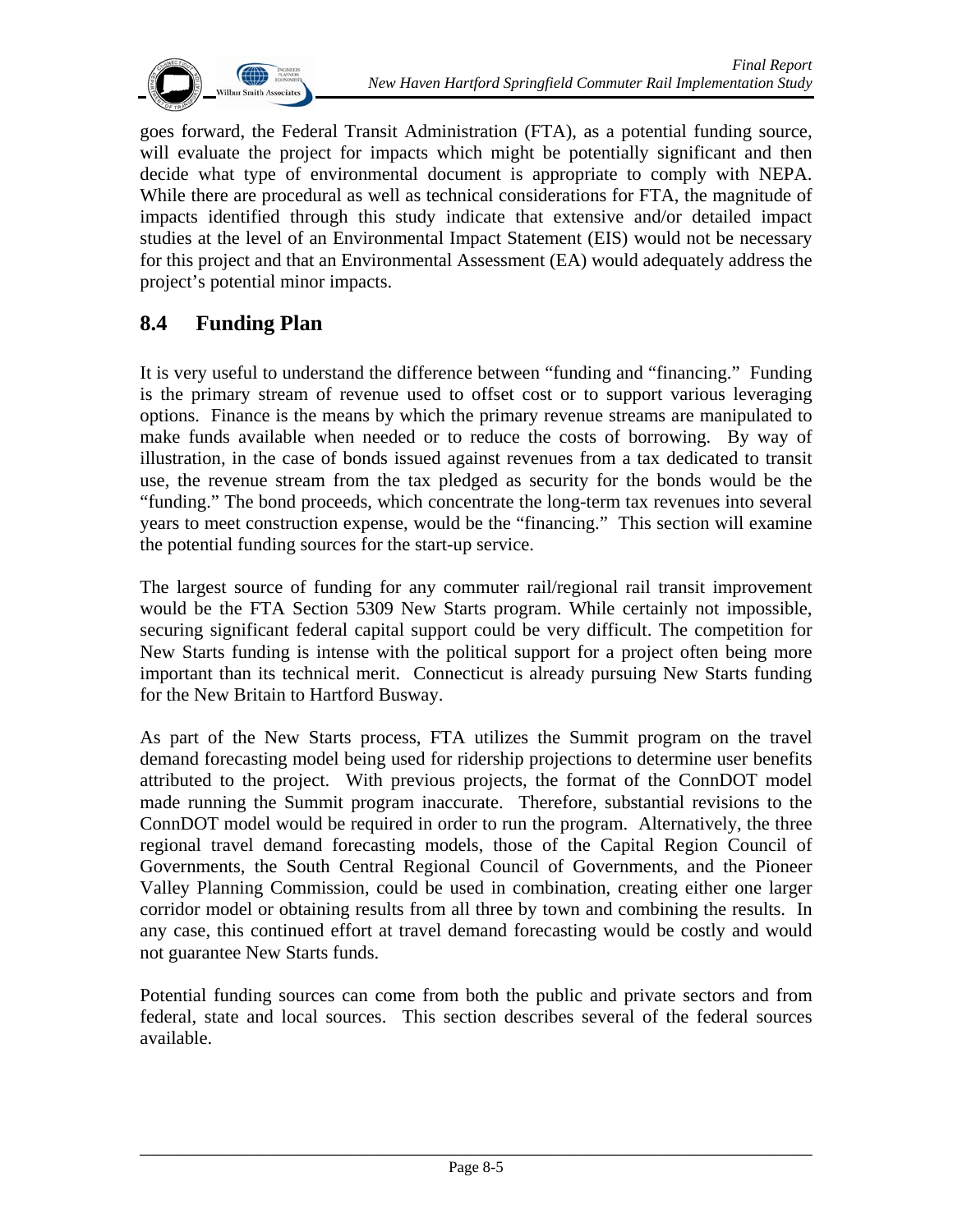goes forward, the Federal Transit Administration (FTA), as a potential funding source, will evaluate the project for impacts which might be potentially significant and then decide what type of environmental document is appropriate to comply with NEPA. While there are procedural as well as technical considerations for FTA, the magnitude of impacts identified through this study indicate that extensive and/or detailed impact studies at the level of an Environmental Impact Statement (EIS) would not be necessary for this project and that an Environmental Assessment (EA) would adequately address the project's potential minor impacts.

## 8.4 Funding Plan

It is very useful to understand the difference between "funding and "financing." Funding is the primary stream of revenue used to offset cost or to support various leveraging options. Finance is the means by which the primary revenue streams are manipulated to make funds available when needed or to reduce the costs of borrowing. By way of illustration, in the case of bonds issued against revenues from a tax dedicated to transit use, the revenue stream from the tax pledged as security for the bonds would be the "funding." The bond proceeds, which concentrate the long-term tax revenues into several years to meet construction expense, would be the "financing." This section will examine the potential funding sources for the start-up service.

The largest source of funding for any commuter rail/regional rail transit improvement would be the FTA Section 5309 New Starts program. While certainly not impossible, securing significant federal capital support could be very difficult. The competition for New Starts funding is intense with the political support for a project often being more important than its technical merit. Connecticut is already pursuing New Starts funding for the New Britain to Hartford Busway.

As part of the New Starts process, FTA utilizes the Summit program on the travel demand forecasting model being used for ridership projections to determine user benefits attributed to the project. With previous projects, the format of the ConnDOT model made running the Summit program inaccurate. Therefore, substantial revisions to the ConnDOT model would be required in order to run the program. Alternatively, the three regional travel demand forecasting models, those of the Capital Region Council of Governments, the South Central Regional Council of Governments, and the Pioneer Valley Planning Commission, could be used in combination, creating either one larger corridor model or obtaining results from all three by town and combining the results. In any case, this continued effort at travel demand forecasting would be costly and would not guarantee New Starts funds.

Potential funding sources can come from both the public and private sectors and from federal, state and local sources. This section describes several of the federal sources available.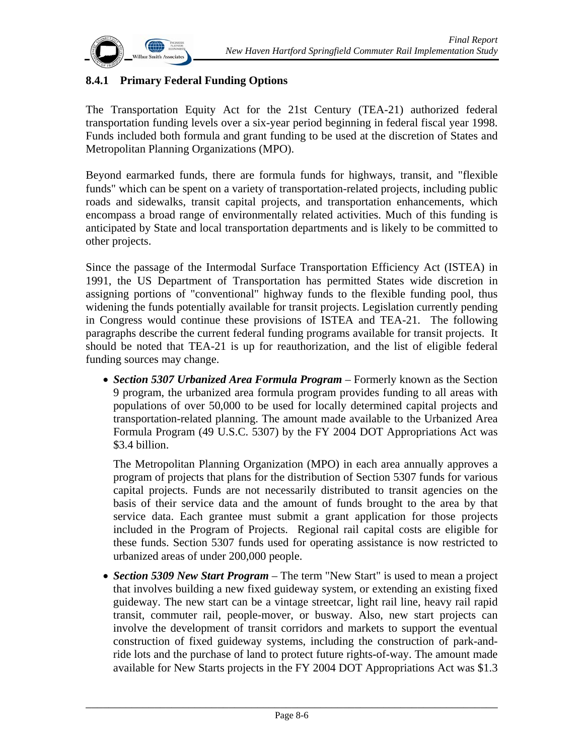### 8.4.1 Primary Federal Funding Options

The Transportation Equity Act for the 21st Century (TEA-21) authorized federal transportation funding levels over a six-year period beginning in federal fiscal year 1998. Funds included both formula and grant funding to be used at the discretion of States and Metropolitan Planning Organizations (MPO).

Beyond earmarked funds, there are formula funds for highways, transit, and "flexible funds" which can be spent on a variety of transportation-related projects, including public roads and sidewalks, transit capital projects, and transportation enhancements, which encompass a broad range of environmentally related activities. Much of this funding is anticipated by State and local transportation departments and is likely to be committed to other projects.

Since the passage of the Intermodal Surface Transportation Efficiency Act (ISTEA) in 1991, the US Department of Transportation has permitted States wide discretion in assigning portions of "conventional" highway funds to the flexible funding pool, thus widening the funds potentially available for transit projects. Legislation currently pending in Congress would continue these provisions of ISTEA and TEA-21. The following paragraphs describe the current federal funding programs available for transit projects. It should be noted that TEA-21 is up for reauthorization, and the list of eligible federal funding sources may change.

- ***Section 5307 Urbanized Area Formula Program*** – Formerly known as the Section 9 program, the urbanized area formula program provides funding to all areas with populations of over 50,000 to be used for locally determined capital projects and transportation-related planning. The amount made available to the Urbanized Area Formula Program (49 U.S.C. 5307) by the FY 2004 DOT Appropriations Act was \$3.4 billion.

  The Metropolitan Planning Organization (MPO) in each area annually approves a program of projects that plans for the distribution of Section 5307 funds for various capital projects. Funds are not necessarily distributed to transit agencies on the basis of their service data and the amount of funds brought to the area by that service data. Each grantee must submit a grant application for those projects included in the Program of Projects. Regional rail capital costs are eligible for these funds. Section 5307 funds used for operating assistance is now restricted to urbanized areas of under 200,000 people.

- ***Section 5309 New Start Program*** – The term "New Start" is used to mean a project that involves building a new fixed guideway system, or extending an existing fixed guideway. The new start can be a vintage streetcar, light rail line, heavy rail rapid transit, commuter rail, people-mover, or busway. Also, new start projects can involve the development of transit corridors and markets to support the eventual construction of fixed guideway systems, including the construction of park-and-ride lots and the purchase of land to protect future rights-of-way. The amount made available for New Starts projects in the FY 2004 DOT Appropriations Act was \$1.3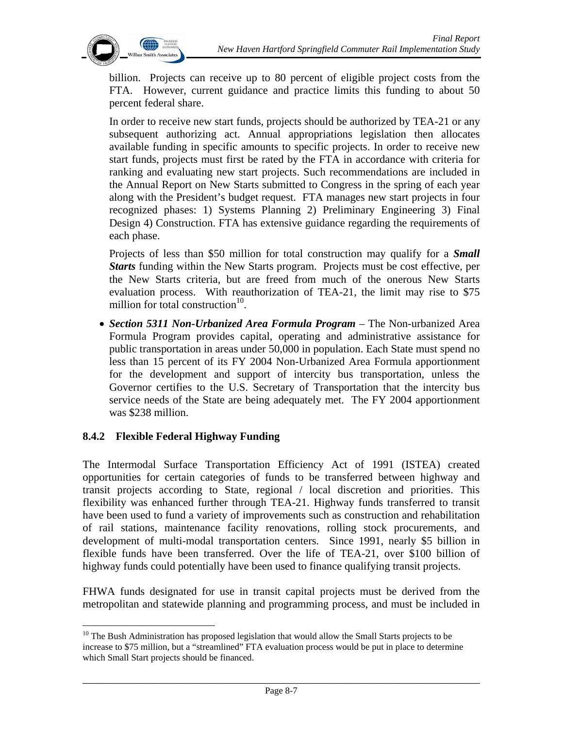billion. Projects can receive up to 80 percent of eligible project costs from the FTA. However, current guidance and practice limits this funding to about 50 percent federal share.

In order to receive new start funds, projects should be authorized by TEA-21 or any subsequent authorizing act. Annual appropriations legislation then allocates available funding in specific amounts to specific projects. In order to receive new start funds, projects must first be rated by the FTA in accordance with criteria for ranking and evaluating new start projects. Such recommendations are included in the Annual Report on New Starts submitted to Congress in the spring of each year along with the President's budget request. FTA manages new start projects in four recognized phases: 1) Systems Planning 2) Preliminary Engineering 3) Final Design 4) Construction. FTA has extensive guidance regarding the requirements of each phase.

Projects of less than $50 million for total construction may qualify for a ***Small Starts*** funding within the New Starts program. Projects must be cost effective, per the New Starts criteria, but are freed from much of the onerous New Starts evaluation process. With reauthorization of TEA-21, the limit may rise to $75 million for total construction[10].

- ***Section 5311 Non-Urbanized Area Formula Program*** – The Non-urbanized Area Formula Program provides capital, operating and administrative assistance for public transportation in areas under 50,000 in population. Each State must spend no less than 15 percent of its FY 2004 Non-Urbanized Area Formula apportionment for the development and support of intercity bus transportation, unless the Governor certifies to the U.S. Secretary of Transportation that the intercity bus service needs of the State are being adequately met. The FY 2004 apportionment was $238 million.

### 8.4.2 Flexible Federal Highway Funding

The Intermodal Surface Transportation Efficiency Act of 1991 (ISTEA) created opportunities for certain categories of funds to be transferred between highway and transit projects according to State, regional / local discretion and priorities. This flexibility was enhanced further through TEA-21. Highway funds transferred to transit have been used to fund a variety of improvements such as construction and rehabilitation of rail stations, maintenance facility renovations, rolling stock procurements, and development of multi-modal transportation centers. Since 1991, nearly $5 billion in flexible funds have been transferred. Over the life of TEA-21, over $100 billion of highway funds could potentially have been used to finance qualifying transit projects.

FHWA funds designated for use in transit capital projects must be derived from the metropolitan and statewide planning and programming process, and must be included in

---

[10] The Bush Administration has proposed legislation that would allow the Small Starts projects to be increase to $75 million, but a "streamlined" FTA evaluation process would be put in place to determine which Small Start projects should be financed.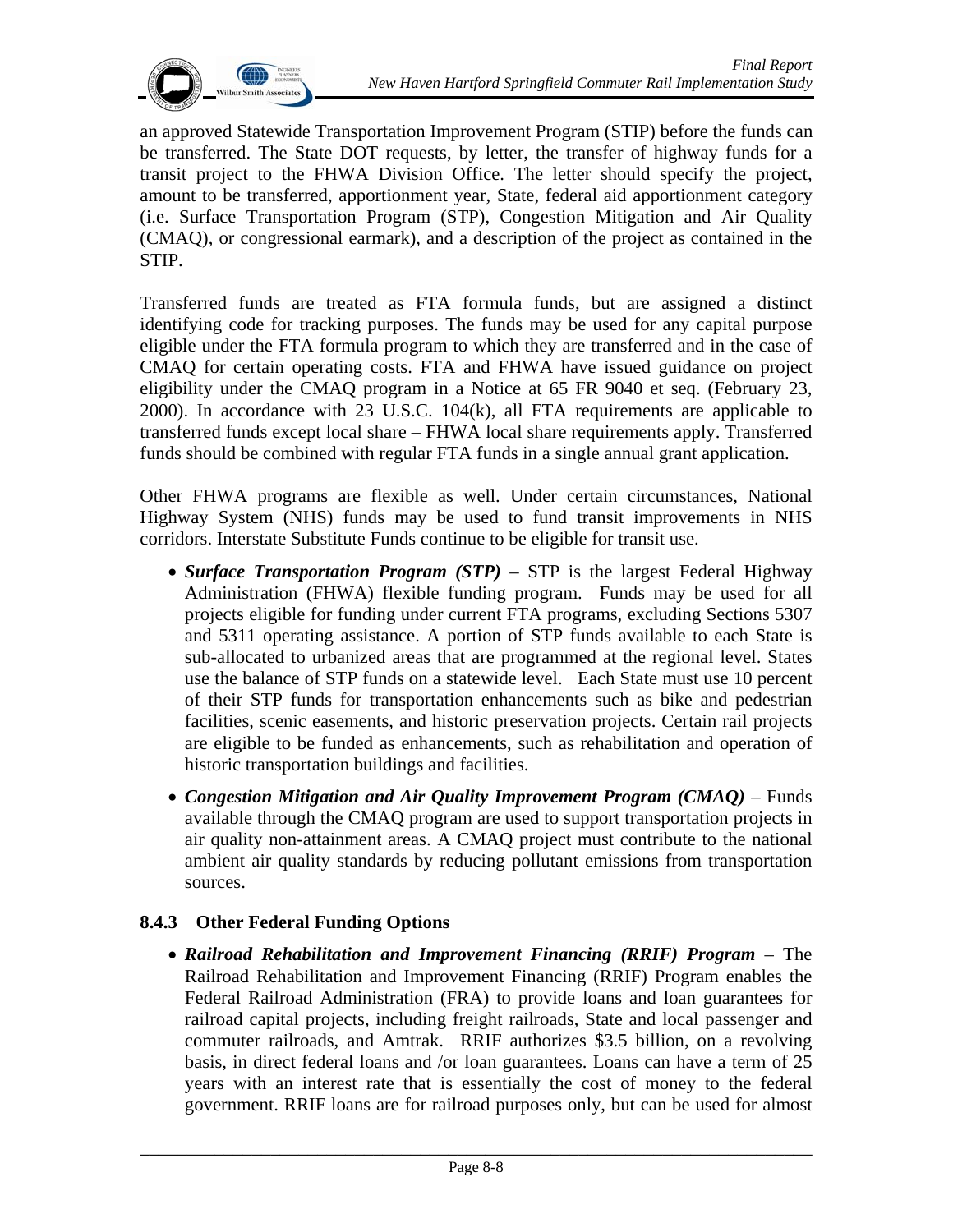an approved Statewide Transportation Improvement Program (STIP) before the funds can be transferred. The State DOT requests, by letter, the transfer of highway funds for a transit project to the FHWA Division Office. The letter should specify the project, amount to be transferred, apportionment year, State, federal aid apportionment category (i.e. Surface Transportation Program (STP), Congestion Mitigation and Air Quality (CMAQ), or congressional earmark), and a description of the project as contained in the STIP.

Transferred funds are treated as FTA formula funds, but are assigned a distinct identifying code for tracking purposes. The funds may be used for any capital purpose eligible under the FTA formula program to which they are transferred and in the case of CMAQ for certain operating costs. FTA and FHWA have issued guidance on project eligibility under the CMAQ program in a Notice at 65 FR 9040 et seq. (February 23, 2000). In accordance with 23 U.S.C. 104(k), all FTA requirements are applicable to transferred funds except local share – FHWA local share requirements apply. Transferred funds should be combined with regular FTA funds in a single annual grant application.

Other FHWA programs are flexible as well. Under certain circumstances, National Highway System (NHS) funds may be used to fund transit improvements in NHS corridors. Interstate Substitute Funds continue to be eligible for transit use.

- ***Surface Transportation Program (STP)*** – STP is the largest Federal Highway Administration (FHWA) flexible funding program. Funds may be used for all projects eligible for funding under current FTA programs, excluding Sections 5307 and 5311 operating assistance. A portion of STP funds available to each State is sub-allocated to urbanized areas that are programmed at the regional level. States use the balance of STP funds on a statewide level. Each State must use 10 percent of their STP funds for transportation enhancements such as bike and pedestrian facilities, scenic easements, and historic preservation projects. Certain rail projects are eligible to be funded as enhancements, such as rehabilitation and operation of historic transportation buildings and facilities.
- ***Congestion Mitigation and Air Quality Improvement Program (CMAQ)*** – Funds available through the CMAQ program are used to support transportation projects in air quality non-attainment areas. A CMAQ project must contribute to the national ambient air quality standards by reducing pollutant emissions from transportation sources.

### 8.4.3 Other Federal Funding Options

- ***Railroad Rehabilitation and Improvement Financing (RRIF) Program*** – The Railroad Rehabilitation and Improvement Financing (RRIF) Program enables the Federal Railroad Administration (FRA) to provide loans and loan guarantees for railroad capital projects, including freight railroads, State and local passenger and commuter railroads, and Amtrak. RRIF authorizes $3.5 billion, on a revolving basis, in direct federal loans and /or loan guarantees. Loans can have a term of 25 years with an interest rate that is essentially the cost of money to the federal government. RRIF loans are for railroad purposes only, but can be used for almost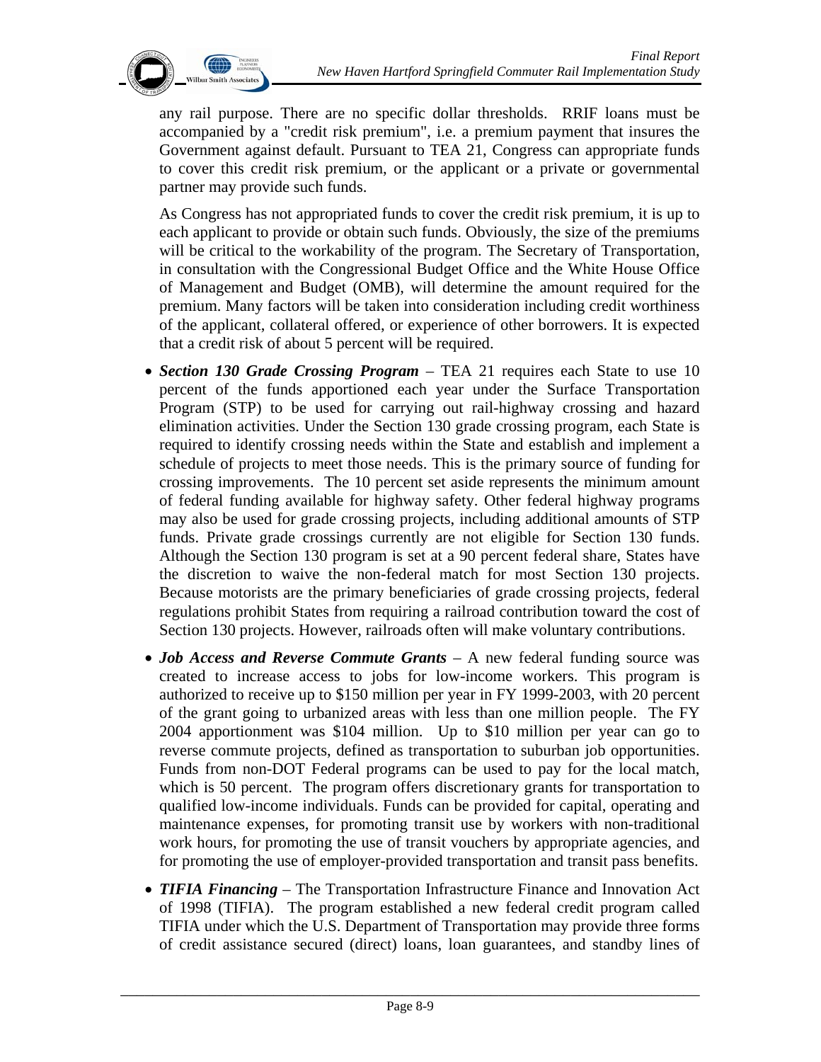any rail purpose. There are no specific dollar thresholds. RRIF loans must be accompanied by a "credit risk premium", i.e. a premium payment that insures the Government against default. Pursuant to TEA 21, Congress can appropriate funds to cover this credit risk premium, or the applicant or a private or governmental partner may provide such funds.

As Congress has not appropriated funds to cover the credit risk premium, it is up to each applicant to provide or obtain such funds. Obviously, the size of the premiums will be critical to the workability of the program. The Secretary of Transportation, in consultation with the Congressional Budget Office and the White House Office of Management and Budget (OMB), will determine the amount required for the premium. Many factors will be taken into consideration including credit worthiness of the applicant, collateral offered, or experience of other borrowers. It is expected that a credit risk of about 5 percent will be required.

- ***Section 130 Grade Crossing Program*** – TEA 21 requires each State to use 10 percent of the funds apportioned each year under the Surface Transportation Program (STP) to be used for carrying out rail-highway crossing and hazard elimination activities. Under the Section 130 grade crossing program, each State is required to identify crossing needs within the State and establish and implement a schedule of projects to meet those needs. This is the primary source of funding for crossing improvements. The 10 percent set aside represents the minimum amount of federal funding available for highway safety. Other federal highway programs may also be used for grade crossing projects, including additional amounts of STP funds. Private grade crossings currently are not eligible for Section 130 funds. Although the Section 130 program is set at a 90 percent federal share, States have the discretion to waive the non-federal match for most Section 130 projects. Because motorists are the primary beneficiaries of grade crossing projects, federal regulations prohibit States from requiring a railroad contribution toward the cost of Section 130 projects. However, railroads often will make voluntary contributions.

- ***Job Access and Reverse Commute Grants*** – A new federal funding source was created to increase access to jobs for low-income workers. This program is authorized to receive up to $150 million per year in FY 1999-2003, with 20 percent of the grant going to urbanized areas with less than one million people. The FY 2004 apportionment was $104 million. Up to $10 million per year can go to reverse commute projects, defined as transportation to suburban job opportunities. Funds from non-DOT Federal programs can be used to pay for the local match, which is 50 percent. The program offers discretionary grants for transportation to qualified low-income individuals. Funds can be provided for capital, operating and maintenance expenses, for promoting transit use by workers with non-traditional work hours, for promoting the use of transit vouchers by appropriate agencies, and for promoting the use of employer-provided transportation and transit pass benefits.

- ***TIFIA Financing*** – The Transportation Infrastructure Finance and Innovation Act of 1998 (TIFIA). The program established a new federal credit program called TIFIA under which the U.S. Department of Transportation may provide three forms of credit assistance secured (direct) loans, loan guarantees, and standby lines of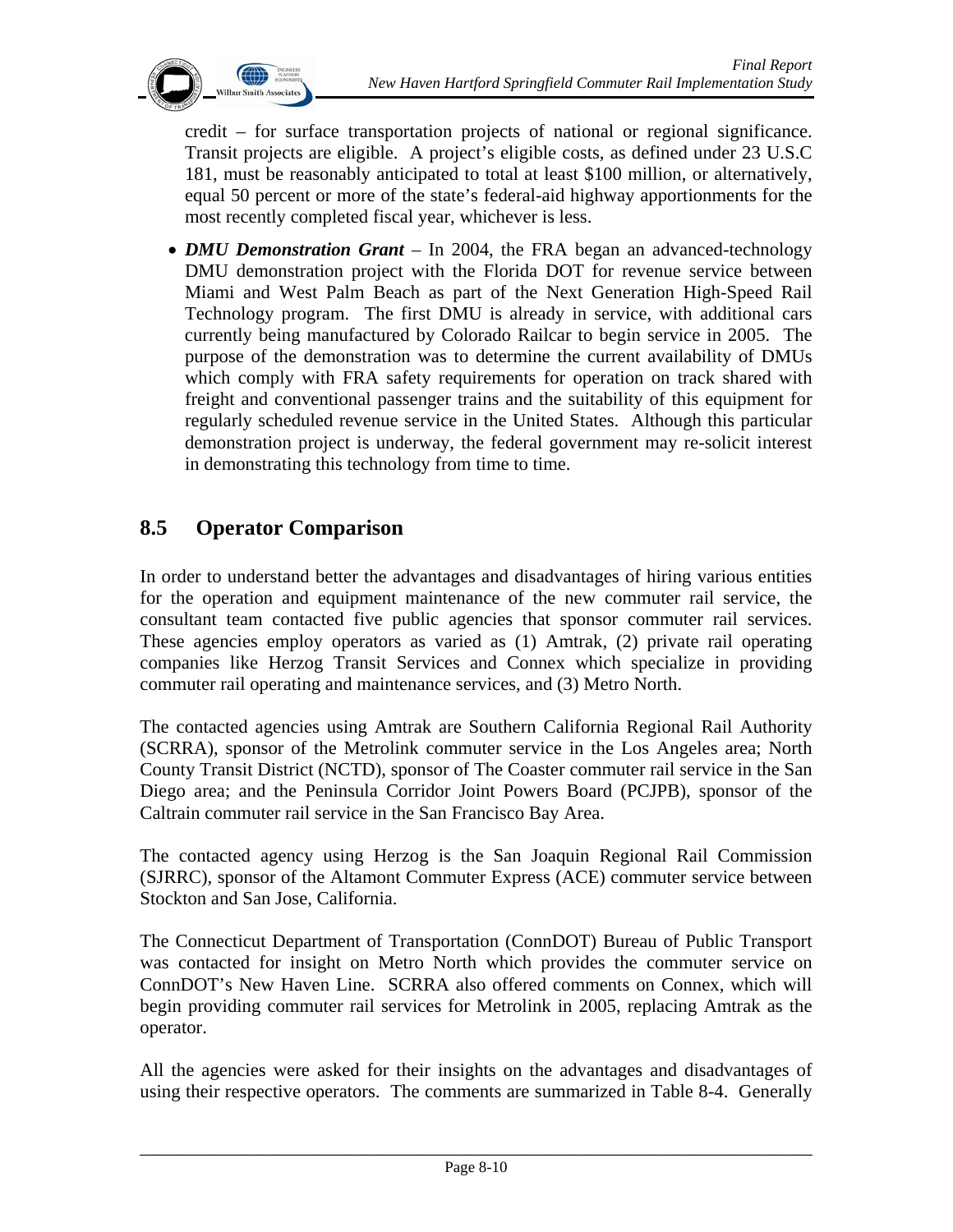credit – for surface transportation projects of national or regional significance. Transit projects are eligible. A project's eligible costs, as defined under 23 U.S.C 181, must be reasonably anticipated to total at least $100 million, or alternatively, equal 50 percent or more of the state's federal-aid highway apportionments for the most recently completed fiscal year, whichever is less.

- ***DMU Demonstration Grant*** – In 2004, the FRA began an advanced-technology DMU demonstration project with the Florida DOT for revenue service between Miami and West Palm Beach as part of the Next Generation High-Speed Rail Technology program. The first DMU is already in service, with additional cars currently being manufactured by Colorado Railcar to begin service in 2005. The purpose of the demonstration was to determine the current availability of DMUs which comply with FRA safety requirements for operation on track shared with freight and conventional passenger trains and the suitability of this equipment for regularly scheduled revenue service in the United States. Although this particular demonstration project is underway, the federal government may re-solicit interest in demonstrating this technology from time to time.

## 8.5 Operator Comparison

In order to understand better the advantages and disadvantages of hiring various entities for the operation and equipment maintenance of the new commuter rail service, the consultant team contacted five public agencies that sponsor commuter rail services. These agencies employ operators as varied as (1) Amtrak, (2) private rail operating companies like Herzog Transit Services and Connex which specialize in providing commuter rail operating and maintenance services, and (3) Metro North.

The contacted agencies using Amtrak are Southern California Regional Rail Authority (SCRRA), sponsor of the Metrolink commuter service in the Los Angeles area; North County Transit District (NCTD), sponsor of The Coaster commuter rail service in the San Diego area; and the Peninsula Corridor Joint Powers Board (PCJPB), sponsor of the Caltrain commuter rail service in the San Francisco Bay Area.

The contacted agency using Herzog is the San Joaquin Regional Rail Commission (SJRRC), sponsor of the Altamont Commuter Express (ACE) commuter service between Stockton and San Jose, California.

The Connecticut Department of Transportation (ConnDOT) Bureau of Public Transport was contacted for insight on Metro North which provides the commuter service on ConnDOT's New Haven Line. SCRRA also offered comments on Connex, which will begin providing commuter rail services for Metrolink in 2005, replacing Amtrak as the operator.

All the agencies were asked for their insights on the advantages and disadvantages of using their respective operators. The comments are summarized in Table 8-4. Generally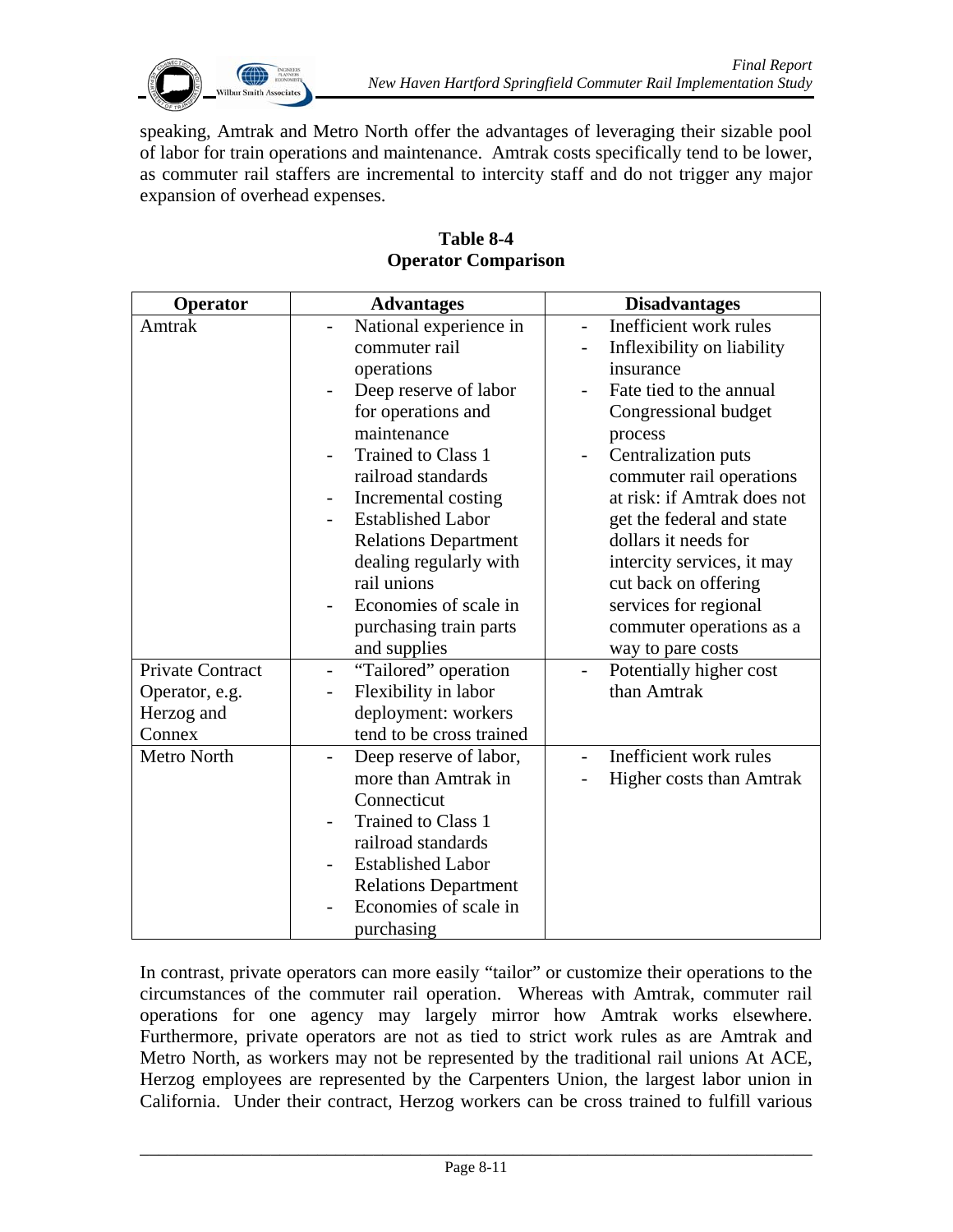speaking, Amtrak and Metro North offer the advantages of leveraging their sizable pool of labor for train operations and maintenance. Amtrak costs specifically tend to be lower, as commuter rail staffers are incremental to intercity staff and do not trigger any major expansion of overhead expenses.

**Table 8-4**
**Operator Comparison**

| Operator | Advantages | Disadvantages |
|---|---|---|
| Amtrak | - National experience in commuter rail operations<br>- Deep reserve of labor for operations and maintenance<br>- Trained to Class 1 railroad standards<br>- Incremental costing<br>- Established Labor Relations Department dealing regularly with rail unions<br>- Economies of scale in purchasing train parts and supplies | - Inefficient work rules<br>- Inflexibility on liability insurance<br>- Fate tied to the annual Congressional budget process<br>- Centralization puts commuter rail operations at risk: if Amtrak does not get the federal and state dollars it needs for intercity services, it may cut back on offering services for regional commuter operations as a way to pare costs |
| Private Contract Operator, e.g. Herzog and Connex | - "Tailored" operation<br>- Flexibility in labor deployment: workers tend to be cross trained | - Potentially higher cost than Amtrak |
| Metro North | - Deep reserve of labor, more than Amtrak in Connecticut<br>- Trained to Class 1 railroad standards<br>- Established Labor Relations Department<br>- Economies of scale in purchasing | - Inefficient work rules<br>- Higher costs than Amtrak |

In contrast, private operators can more easily "tailor" or customize their operations to the circumstances of the commuter rail operation. Whereas with Amtrak, commuter rail operations for one agency may largely mirror how Amtrak works elsewhere. Furthermore, private operators are not as tied to strict work rules as are Amtrak and Metro North, as workers may not be represented by the traditional rail unions At ACE, Herzog employees are represented by the Carpenters Union, the largest labor union in California. Under their contract, Herzog workers can be cross trained to fulfill various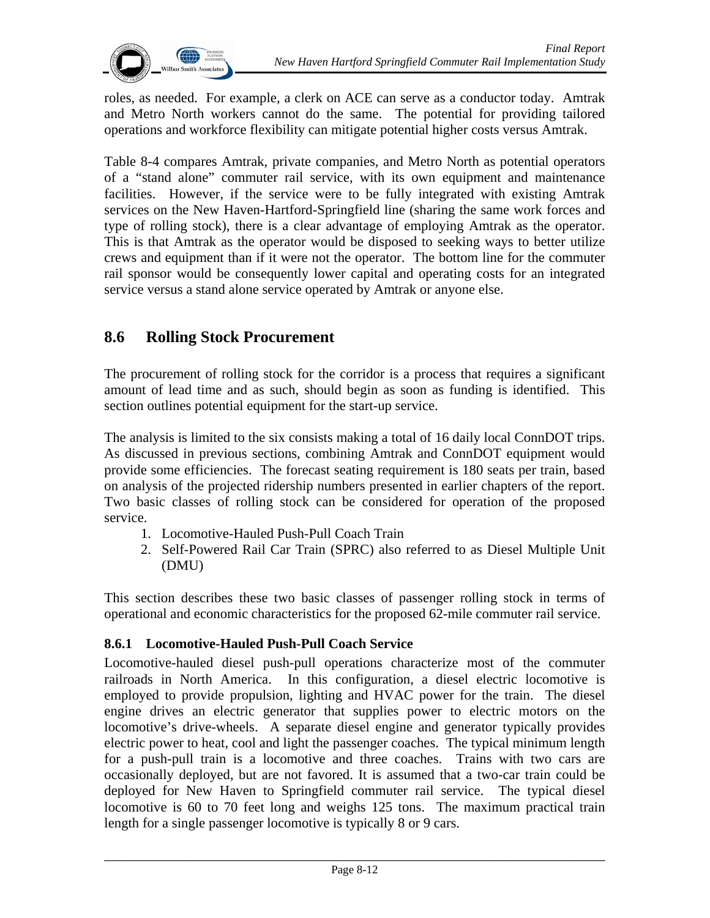roles, as needed. For example, a clerk on ACE can serve as a conductor today. Amtrak and Metro North workers cannot do the same. The potential for providing tailored operations and workforce flexibility can mitigate potential higher costs versus Amtrak.

Table 8-4 compares Amtrak, private companies, and Metro North as potential operators of a "stand alone" commuter rail service, with its own equipment and maintenance facilities. However, if the service were to be fully integrated with existing Amtrak services on the New Haven-Hartford-Springfield line (sharing the same work forces and type of rolling stock), there is a clear advantage of employing Amtrak as the operator. This is that Amtrak as the operator would be disposed to seeking ways to better utilize crews and equipment than if it were not the operator. The bottom line for the commuter rail sponsor would be consequently lower capital and operating costs for an integrated service versus a stand alone service operated by Amtrak or anyone else.

## 8.6 Rolling Stock Procurement

The procurement of rolling stock for the corridor is a process that requires a significant amount of lead time and as such, should begin as soon as funding is identified. This section outlines potential equipment for the start-up service.

The analysis is limited to the six consists making a total of 16 daily local ConnDOT trips. As discussed in previous sections, combining Amtrak and ConnDOT equipment would provide some efficiencies. The forecast seating requirement is 180 seats per train, based on analysis of the projected ridership numbers presented in earlier chapters of the report. Two basic classes of rolling stock can be considered for operation of the proposed service.

1. Locomotive-Hauled Push-Pull Coach Train
2. Self-Powered Rail Car Train (SPRC) also referred to as Diesel Multiple Unit (DMU)

This section describes these two basic classes of passenger rolling stock in terms of operational and economic characteristics for the proposed 62-mile commuter rail service.

### 8.6.1 Locomotive-Hauled Push-Pull Coach Service

Locomotive-hauled diesel push-pull operations characterize most of the commuter railroads in North America. In this configuration, a diesel electric locomotive is employed to provide propulsion, lighting and HVAC power for the train. The diesel engine drives an electric generator that supplies power to electric motors on the locomotive's drive-wheels. A separate diesel engine and generator typically provides electric power to heat, cool and light the passenger coaches. The typical minimum length for a push-pull train is a locomotive and three coaches. Trains with two cars are occasionally deployed, but are not favored. It is assumed that a two-car train could be deployed for New Haven to Springfield commuter rail service. The typical diesel locomotive is 60 to 70 feet long and weighs 125 tons. The maximum practical train length for a single passenger locomotive is typically 8 or 9 cars.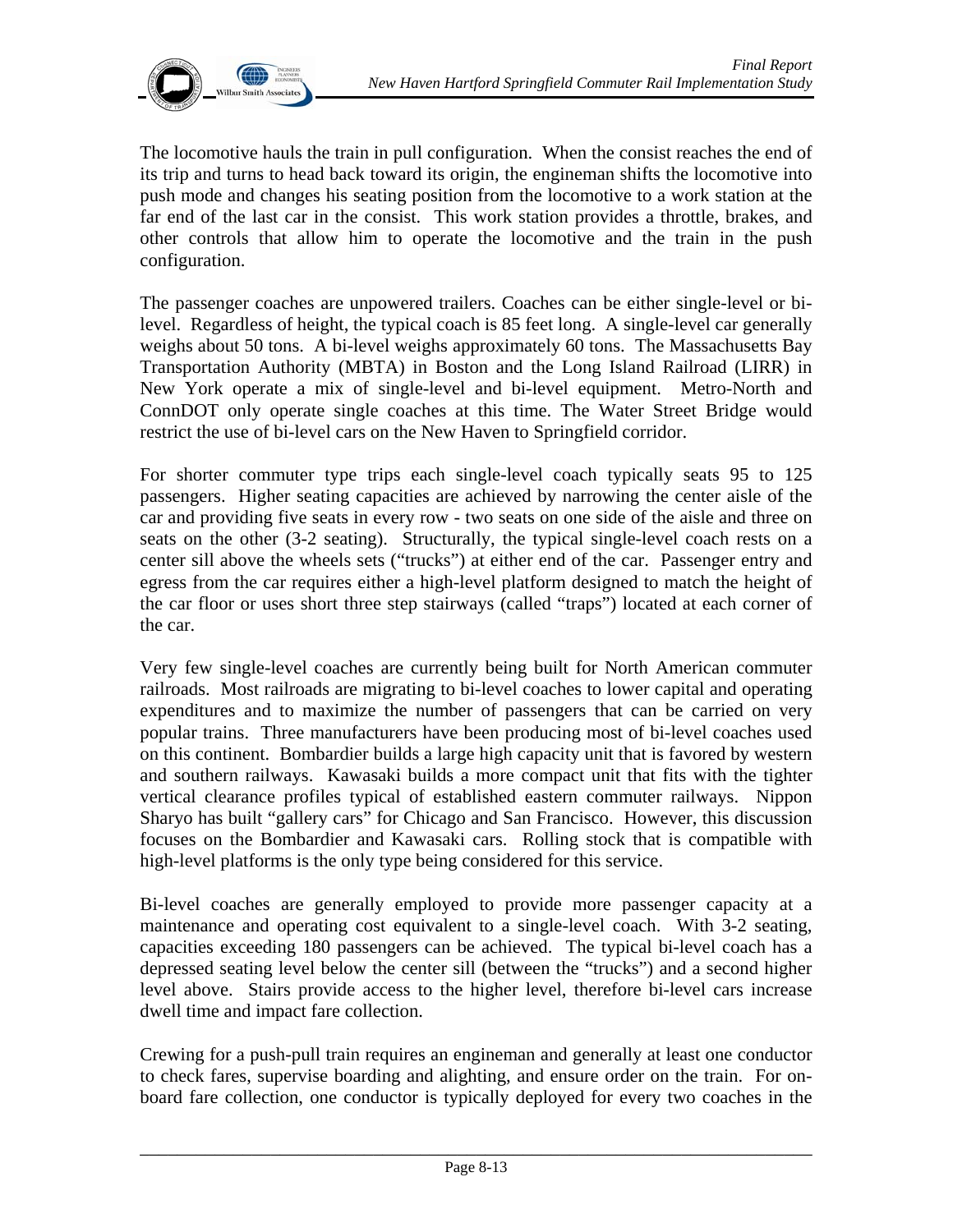The locomotive hauls the train in pull configuration. When the consist reaches the end of its trip and turns to head back toward its origin, the engineman shifts the locomotive into push mode and changes his seating position from the locomotive to a work station at the far end of the last car in the consist. This work station provides a throttle, brakes, and other controls that allow him to operate the locomotive and the train in the push configuration.

The passenger coaches are unpowered trailers. Coaches can be either single-level or bi-level. Regardless of height, the typical coach is 85 feet long. A single-level car generally weighs about 50 tons. A bi-level weighs approximately 60 tons. The Massachusetts Bay Transportation Authority (MBTA) in Boston and the Long Island Railroad (LIRR) in New York operate a mix of single-level and bi-level equipment. Metro-North and ConnDOT only operate single coaches at this time. The Water Street Bridge would restrict the use of bi-level cars on the New Haven to Springfield corridor.

For shorter commuter type trips each single-level coach typically seats 95 to 125 passengers. Higher seating capacities are achieved by narrowing the center aisle of the car and providing five seats in every row - two seats on one side of the aisle and three on seats on the other (3-2 seating). Structurally, the typical single-level coach rests on a center sill above the wheels sets ("trucks") at either end of the car. Passenger entry and egress from the car requires either a high-level platform designed to match the height of the car floor or uses short three step stairways (called "traps") located at each corner of the car.

Very few single-level coaches are currently being built for North American commuter railroads. Most railroads are migrating to bi-level coaches to lower capital and operating expenditures and to maximize the number of passengers that can be carried on very popular trains. Three manufacturers have been producing most of bi-level coaches used on this continent. Bombardier builds a large high capacity unit that is favored by western and southern railways. Kawasaki builds a more compact unit that fits with the tighter vertical clearance profiles typical of established eastern commuter railways. Nippon Sharyo has built "gallery cars" for Chicago and San Francisco. However, this discussion focuses on the Bombardier and Kawasaki cars. Rolling stock that is compatible with high-level platforms is the only type being considered for this service.

Bi-level coaches are generally employed to provide more passenger capacity at a maintenance and operating cost equivalent to a single-level coach. With 3-2 seating, capacities exceeding 180 passengers can be achieved. The typical bi-level coach has a depressed seating level below the center sill (between the "trucks") and a second higher level above. Stairs provide access to the higher level, therefore bi-level cars increase dwell time and impact fare collection.

Crewing for a push-pull train requires an engineman and generally at least one conductor to check fares, supervise boarding and alighting, and ensure order on the train. For on-board fare collection, one conductor is typically deployed for every two coaches in the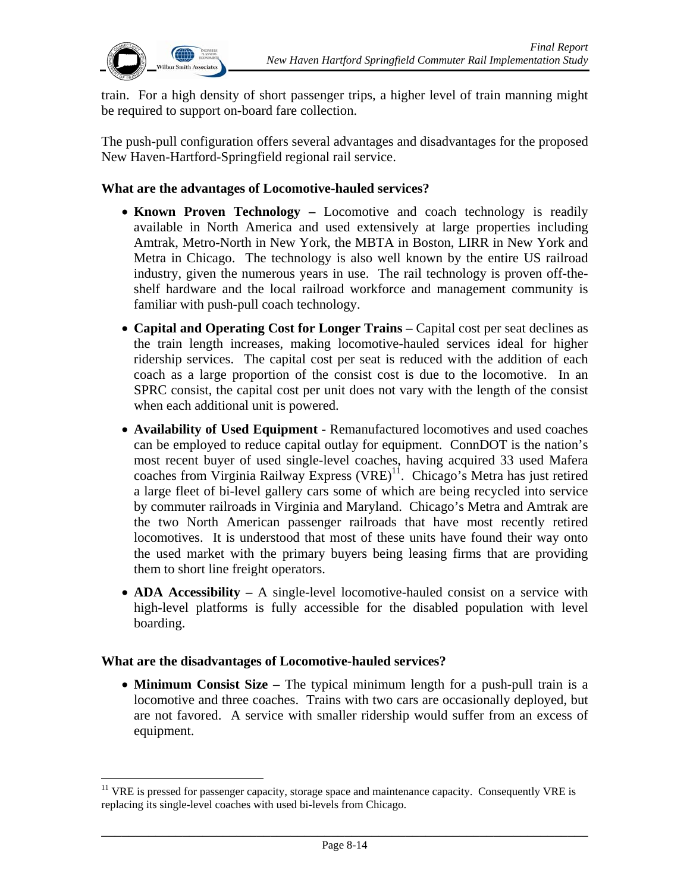train. For a high density of short passenger trips, a higher level of train manning might be required to support on-board fare collection.

The push-pull configuration offers several advantages and disadvantages for the proposed New Haven-Hartford-Springfield regional rail service.

**What are the advantages of Locomotive-hauled services?**

- **Known Proven Technology –** Locomotive and coach technology is readily available in North America and used extensively at large properties including Amtrak, Metro-North in New York, the MBTA in Boston, LIRR in New York and Metra in Chicago. The technology is also well known by the entire US railroad industry, given the numerous years in use. The rail technology is proven off-the-shelf hardware and the local railroad workforce and management community is familiar with push-pull coach technology.
- **Capital and Operating Cost for Longer Trains –** Capital cost per seat declines as the train length increases, making locomotive-hauled services ideal for higher ridership services. The capital cost per seat is reduced with the addition of each coach as a large proportion of the consist cost is due to the locomotive. In an SPRC consist, the capital cost per unit does not vary with the length of the consist when each additional unit is powered.
- **Availability of Used Equipment -** Remanufactured locomotives and used coaches can be employed to reduce capital outlay for equipment. ConnDOT is the nation's most recent buyer of used single-level coaches, having acquired 33 used Mafera coaches from Virginia Railway Express (VRE)[11]. Chicago's Metra has just retired a large fleet of bi-level gallery cars some of which are being recycled into service by commuter railroads in Virginia and Maryland. Chicago's Metra and Amtrak are the two North American passenger railroads that have most recently retired locomotives. It is understood that most of these units have found their way onto the used market with the primary buyers being leasing firms that are providing them to short line freight operators.
- **ADA Accessibility –** A single-level locomotive-hauled consist on a service with high-level platforms is fully accessible for the disabled population with level boarding.

**What are the disadvantages of Locomotive-hauled services?**

- **Minimum Consist Size –** The typical minimum length for a push-pull train is a locomotive and three coaches. Trains with two cars are occasionally deployed, but are not favored. A service with smaller ridership would suffer from an excess of equipment.

[11] VRE is pressed for passenger capacity, storage space and maintenance capacity. Consequently VRE is replacing its single-level coaches with used bi-levels from Chicago.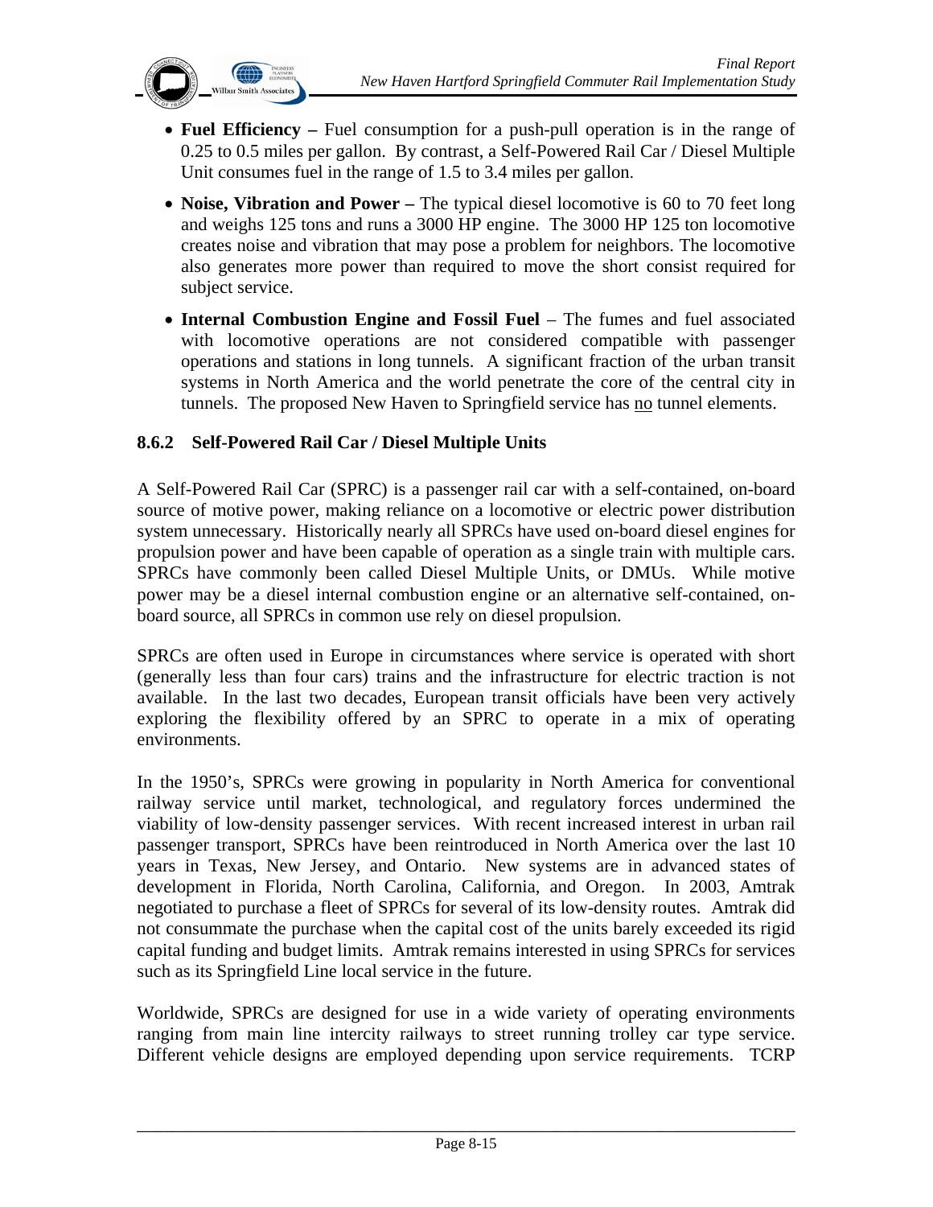- **Fuel Efficiency –** Fuel consumption for a push-pull operation is in the range of 0.25 to 0.5 miles per gallon. By contrast, a Self-Powered Rail Car / Diesel Multiple Unit consumes fuel in the range of 1.5 to 3.4 miles per gallon.
- **Noise, Vibration and Power –** The typical diesel locomotive is 60 to 70 feet long and weighs 125 tons and runs a 3000 HP engine. The 3000 HP 125 ton locomotive creates noise and vibration that may pose a problem for neighbors. The locomotive also generates more power than required to move the short consist required for subject service.
- **Internal Combustion Engine and Fossil Fuel** – The fumes and fuel associated with locomotive operations are not considered compatible with passenger operations and stations in long tunnels. A significant fraction of the urban transit systems in North America and the world penetrate the core of the central city in tunnels. The proposed New Haven to Springfield service has <u>no</u> tunnel elements.

### 8.6.2 Self-Powered Rail Car / Diesel Multiple Units

A Self-Powered Rail Car (SPRC) is a passenger rail car with a self-contained, on-board source of motive power, making reliance on a locomotive or electric power distribution system unnecessary. Historically nearly all SPRCs have used on-board diesel engines for propulsion power and have been capable of operation as a single train with multiple cars. SPRCs have commonly been called Diesel Multiple Units, or DMUs. While motive power may be a diesel internal combustion engine or an alternative self-contained, on-board source, all SPRCs in common use rely on diesel propulsion.

SPRCs are often used in Europe in circumstances where service is operated with short (generally less than four cars) trains and the infrastructure for electric traction is not available. In the last two decades, European transit officials have been very actively exploring the flexibility offered by an SPRC to operate in a mix of operating environments.

In the 1950's, SPRCs were growing in popularity in North America for conventional railway service until market, technological, and regulatory forces undermined the viability of low-density passenger services. With recent increased interest in urban rail passenger transport, SPRCs have been reintroduced in North America over the last 10 years in Texas, New Jersey, and Ontario. New systems are in advanced states of development in Florida, North Carolina, California, and Oregon. In 2003, Amtrak negotiated to purchase a fleet of SPRCs for several of its low-density routes. Amtrak did not consummate the purchase when the capital cost of the units barely exceeded its rigid capital funding and budget limits. Amtrak remains interested in using SPRCs for services such as its Springfield Line local service in the future.

Worldwide, SPRCs are designed for use in a wide variety of operating environments ranging from main line intercity railways to street running trolley car type service. Different vehicle designs are employed depending upon service requirements. TCRP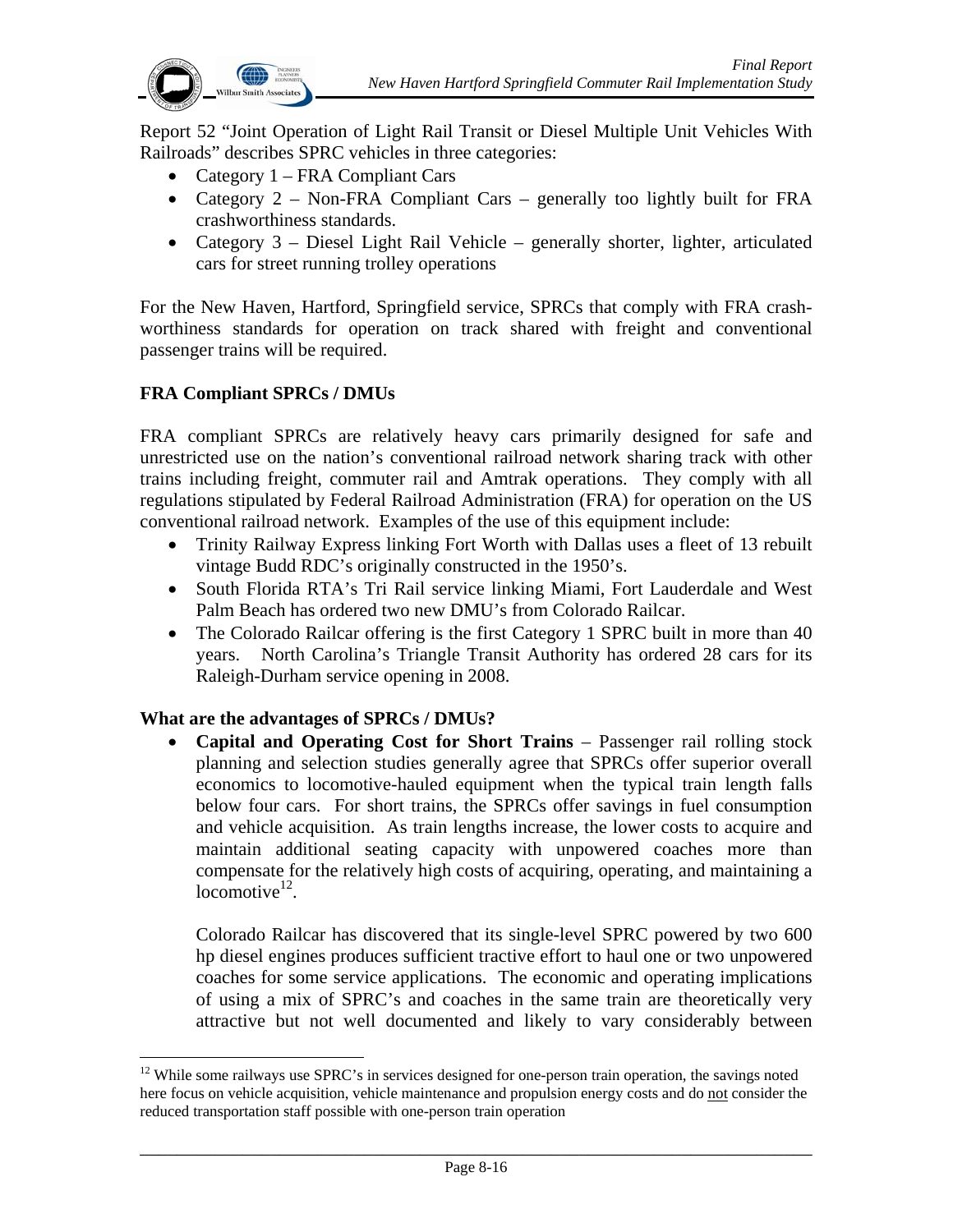Report 52 "Joint Operation of Light Rail Transit or Diesel Multiple Unit Vehicles With Railroads" describes SPRC vehicles in three categories:

- Category 1 – FRA Compliant Cars
- Category 2 – Non-FRA Compliant Cars – generally too lightly built for FRA crashworthiness standards.
- Category 3 – Diesel Light Rail Vehicle – generally shorter, lighter, articulated cars for street running trolley operations

For the New Haven, Hartford, Springfield service, SPRCs that comply with FRA crash-worthiness standards for operation on track shared with freight and conventional passenger trains will be required.

**FRA Compliant SPRCs / DMUs**

FRA compliant SPRCs are relatively heavy cars primarily designed for safe and unrestricted use on the nation's conventional railroad network sharing track with other trains including freight, commuter rail and Amtrak operations. They comply with all regulations stipulated by Federal Railroad Administration (FRA) for operation on the US conventional railroad network. Examples of the use of this equipment include:

- Trinity Railway Express linking Fort Worth with Dallas uses a fleet of 13 rebuilt vintage Budd RDC's originally constructed in the 1950's.
- South Florida RTA's Tri Rail service linking Miami, Fort Lauderdale and West Palm Beach has ordered two new DMU's from Colorado Railcar.
- The Colorado Railcar offering is the first Category 1 SPRC built in more than 40 years. North Carolina's Triangle Transit Authority has ordered 28 cars for its Raleigh-Durham service opening in 2008.

**What are the advantages of SPRCs / DMUs?**

- **Capital and Operating Cost for Short Trains** – Passenger rail rolling stock planning and selection studies generally agree that SPRCs offer superior overall economics to locomotive-hauled equipment when the typical train length falls below four cars. For short trains, the SPRCs offer savings in fuel consumption and vehicle acquisition. As train lengths increase, the lower costs to acquire and maintain additional seating capacity with unpowered coaches more than compensate for the relatively high costs of acquiring, operating, and maintaining a locomotive[12].

  Colorado Railcar has discovered that its single-level SPRC powered by two 600 hp diesel engines produces sufficient tractive effort to haul one or two unpowered coaches for some service applications. The economic and operating implications of using a mix of SPRC's and coaches in the same train are theoretically very attractive but not well documented and likely to vary considerably between

[12] While some railways use SPRC's in services designed for one-person train operation, the savings noted here focus on vehicle acquisition, vehicle maintenance and propulsion energy costs and do not consider the reduced transportation staff possible with one-person train operation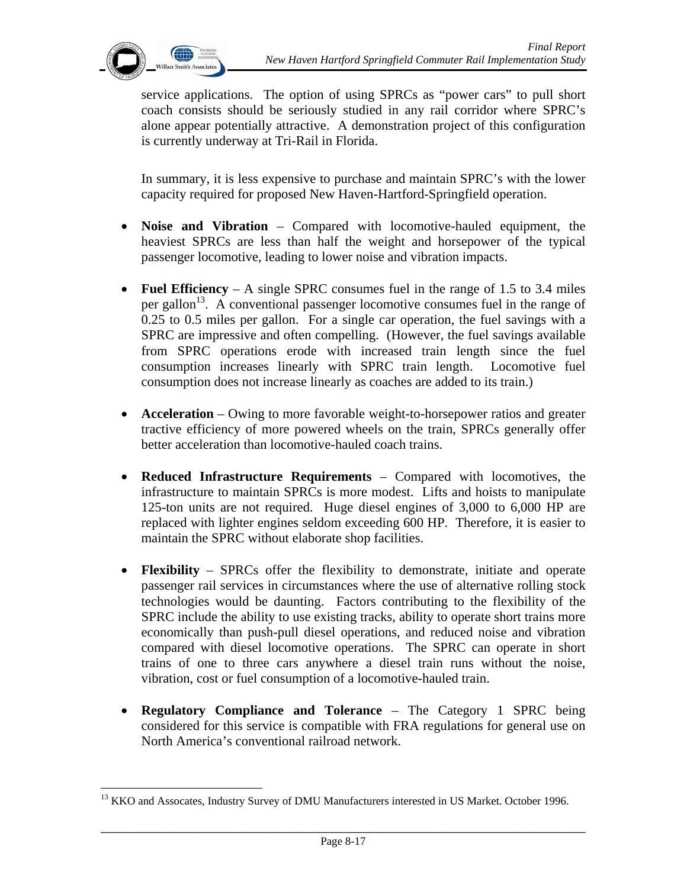service applications. The option of using SPRCs as "power cars" to pull short coach consists should be seriously studied in any rail corridor where SPRC's alone appear potentially attractive. A demonstration project of this configuration is currently underway at Tri-Rail in Florida.

In summary, it is less expensive to purchase and maintain SPRC's with the lower capacity required for proposed New Haven-Hartford-Springfield operation.

- **Noise and Vibration** – Compared with locomotive-hauled equipment, the heaviest SPRCs are less than half the weight and horsepower of the typical passenger locomotive, leading to lower noise and vibration impacts.

- **Fuel Efficiency** – A single SPRC consumes fuel in the range of 1.5 to 3.4 miles per gallon[13]. A conventional passenger locomotive consumes fuel in the range of 0.25 to 0.5 miles per gallon. For a single car operation, the fuel savings with a SPRC are impressive and often compelling. (However, the fuel savings available from SPRC operations erode with increased train length since the fuel consumption increases linearly with SPRC train length. Locomotive fuel consumption does not increase linearly as coaches are added to its train.)

- **Acceleration** – Owing to more favorable weight-to-horsepower ratios and greater tractive efficiency of more powered wheels on the train, SPRCs generally offer better acceleration than locomotive-hauled coach trains.

- **Reduced Infrastructure Requirements** – Compared with locomotives, the infrastructure to maintain SPRCs is more modest. Lifts and hoists to manipulate 125-ton units are not required. Huge diesel engines of 3,000 to 6,000 HP are replaced with lighter engines seldom exceeding 600 HP. Therefore, it is easier to maintain the SPRC without elaborate shop facilities.

- **Flexibility** – SPRCs offer the flexibility to demonstrate, initiate and operate passenger rail services in circumstances where the use of alternative rolling stock technologies would be daunting. Factors contributing to the flexibility of the SPRC include the ability to use existing tracks, ability to operate short trains more economically than push-pull diesel operations, and reduced noise and vibration compared with diesel locomotive operations. The SPRC can operate in short trains of one to three cars anywhere a diesel train runs without the noise, vibration, cost or fuel consumption of a locomotive-hauled train.

- **Regulatory Compliance and Tolerance** – The Category 1 SPRC being considered for this service is compatible with FRA regulations for general use on North America's conventional railroad network.

---

[13] KKO and Assocates, Industry Survey of DMU Manufacturers interested in US Market. October 1996.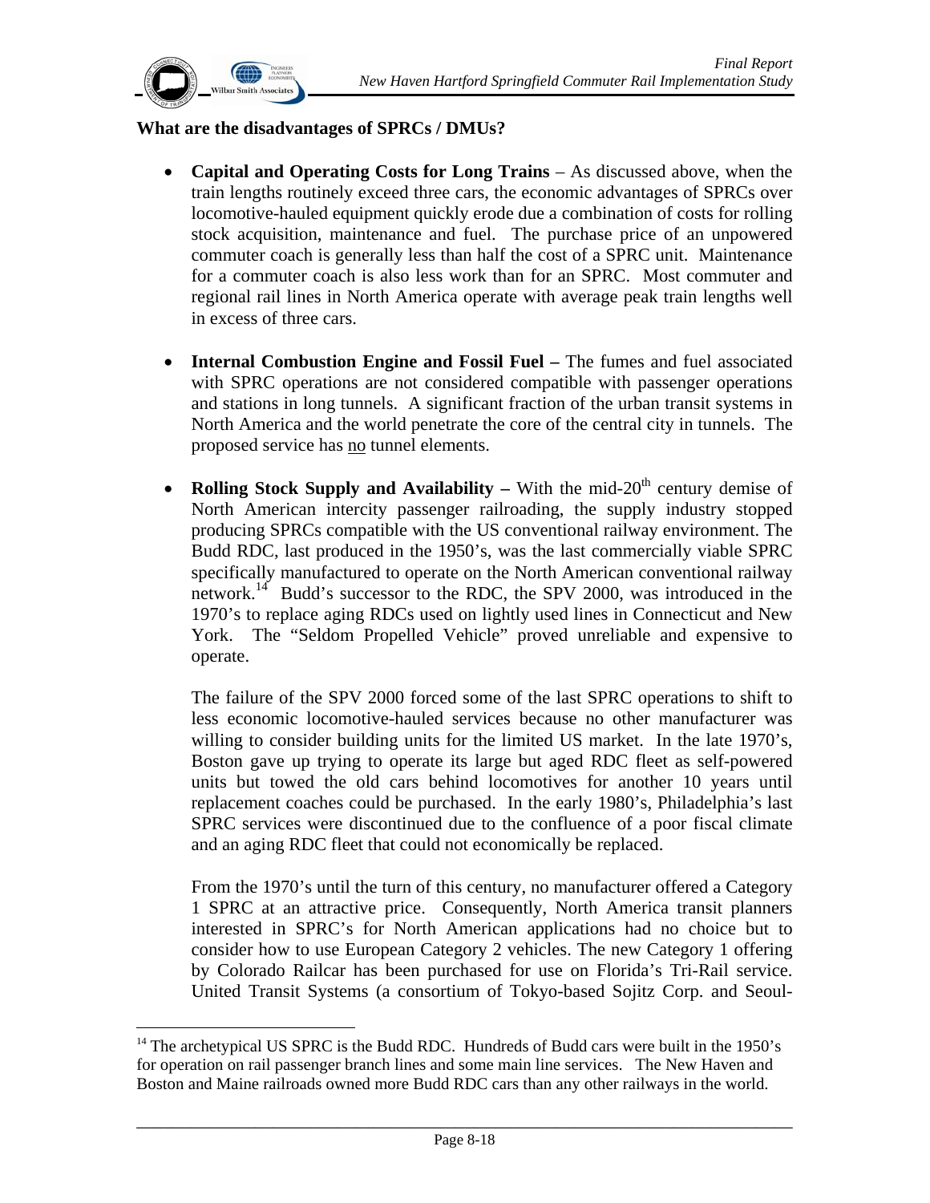**What are the disadvantages of SPRCs / DMUs?**

- **Capital and Operating Costs for Long Trains** – As discussed above, when the train lengths routinely exceed three cars, the economic advantages of SPRCs over locomotive-hauled equipment quickly erode due a combination of costs for rolling stock acquisition, maintenance and fuel. The purchase price of an unpowered commuter coach is generally less than half the cost of a SPRC unit. Maintenance for a commuter coach is also less work than for an SPRC. Most commuter and regional rail lines in North America operate with average peak train lengths well in excess of three cars.

- **Internal Combustion Engine and Fossil Fuel –** The fumes and fuel associated with SPRC operations are not considered compatible with passenger operations and stations in long tunnels. A significant fraction of the urban transit systems in North America and the world penetrate the core of the central city in tunnels. The proposed service has <u>no</u> tunnel elements.

- **Rolling Stock Supply and Availability –** With the mid-20th century demise of North American intercity passenger railroading, the supply industry stopped producing SPRCs compatible with the US conventional railway environment. The Budd RDC, last produced in the 1950's, was the last commercially viable SPRC specifically manufactured to operate on the North American conventional railway network.[14] Budd's successor to the RDC, the SPV 2000, was introduced in the 1970's to replace aging RDCs used on lightly used lines in Connecticut and New York. The "Seldom Propelled Vehicle" proved unreliable and expensive to operate.

  The failure of the SPV 2000 forced some of the last SPRC operations to shift to less economic locomotive-hauled services because no other manufacturer was willing to consider building units for the limited US market. In the late 1970's, Boston gave up trying to operate its large but aged RDC fleet as self-powered units but towed the old cars behind locomotives for another 10 years until replacement coaches could be purchased. In the early 1980's, Philadelphia's last SPRC services were discontinued due to the confluence of a poor fiscal climate and an aging RDC fleet that could not economically be replaced.

  From the 1970's until the turn of this century, no manufacturer offered a Category 1 SPRC at an attractive price. Consequently, North America transit planners interested in SPRC's for North American applications had no choice but to consider how to use European Category 2 vehicles. The new Category 1 offering by Colorado Railcar has been purchased for use on Florida's Tri-Rail service. United Transit Systems (a consortium of Tokyo-based Sojitz Corp. and Seoul-

---

[14] The archetypical US SPRC is the Budd RDC. Hundreds of Budd cars were built in the 1950's for operation on rail passenger branch lines and some main line services. The New Haven and Boston and Maine railroads owned more Budd RDC cars than any other railways in the world.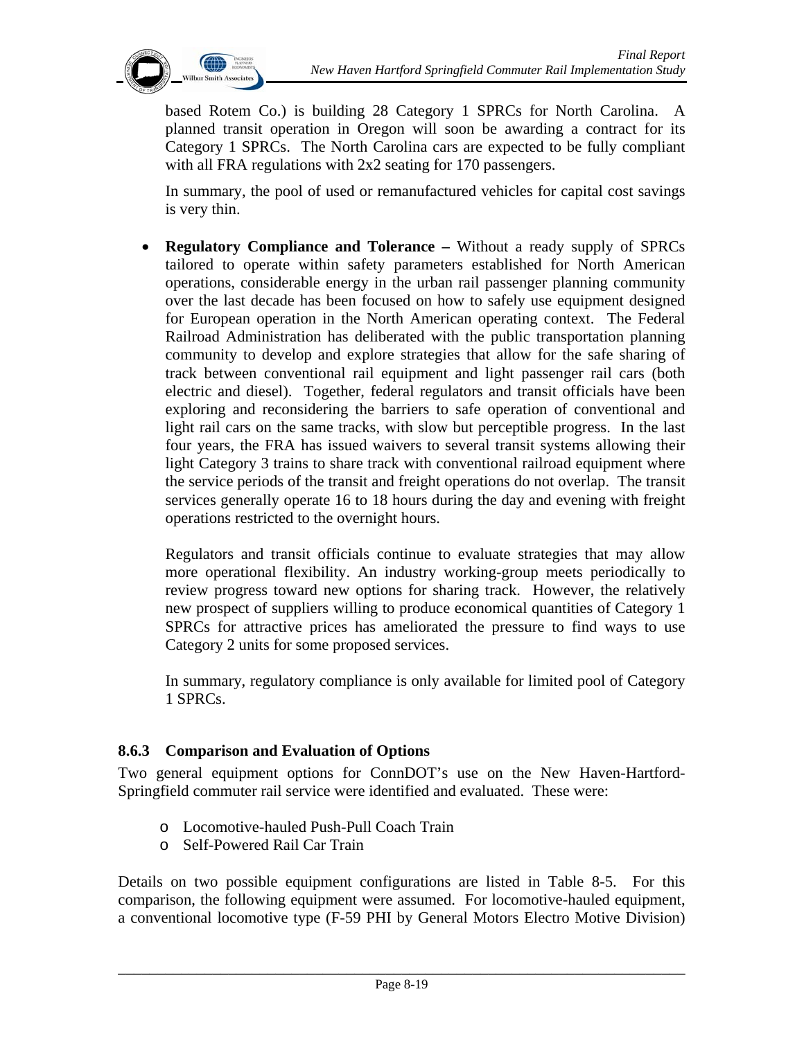based Rotem Co.) is building 28 Category 1 SPRCs for North Carolina. A planned transit operation in Oregon will soon be awarding a contract for its Category 1 SPRCs. The North Carolina cars are expected to be fully compliant with all FRA regulations with 2x2 seating for 170 passengers.

In summary, the pool of used or remanufactured vehicles for capital cost savings is very thin.

- **Regulatory Compliance and Tolerance –** Without a ready supply of SPRCs tailored to operate within safety parameters established for North American operations, considerable energy in the urban rail passenger planning community over the last decade has been focused on how to safely use equipment designed for European operation in the North American operating context. The Federal Railroad Administration has deliberated with the public transportation planning community to develop and explore strategies that allow for the safe sharing of track between conventional rail equipment and light passenger rail cars (both electric and diesel). Together, federal regulators and transit officials have been exploring and reconsidering the barriers to safe operation of conventional and light rail cars on the same tracks, with slow but perceptible progress. In the last four years, the FRA has issued waivers to several transit systems allowing their light Category 3 trains to share track with conventional railroad equipment where the service periods of the transit and freight operations do not overlap. The transit services generally operate 16 to 18 hours during the day and evening with freight operations restricted to the overnight hours.

  Regulators and transit officials continue to evaluate strategies that may allow more operational flexibility. An industry working-group meets periodically to review progress toward new options for sharing track. However, the relatively new prospect of suppliers willing to produce economical quantities of Category 1 SPRCs for attractive prices has ameliorated the pressure to find ways to use Category 2 units for some proposed services.

  In summary, regulatory compliance is only available for limited pool of Category 1 SPRCs.

### 8.6.3 Comparison and Evaluation of Options

Two general equipment options for ConnDOT's use on the New Haven-Hartford-Springfield commuter rail service were identified and evaluated. These were:

- Locomotive-hauled Push-Pull Coach Train
- Self-Powered Rail Car Train

Details on two possible equipment configurations are listed in Table 8-5. For this comparison, the following equipment were assumed. For locomotive-hauled equipment, a conventional locomotive type (F-59 PHI by General Motors Electro Motive Division)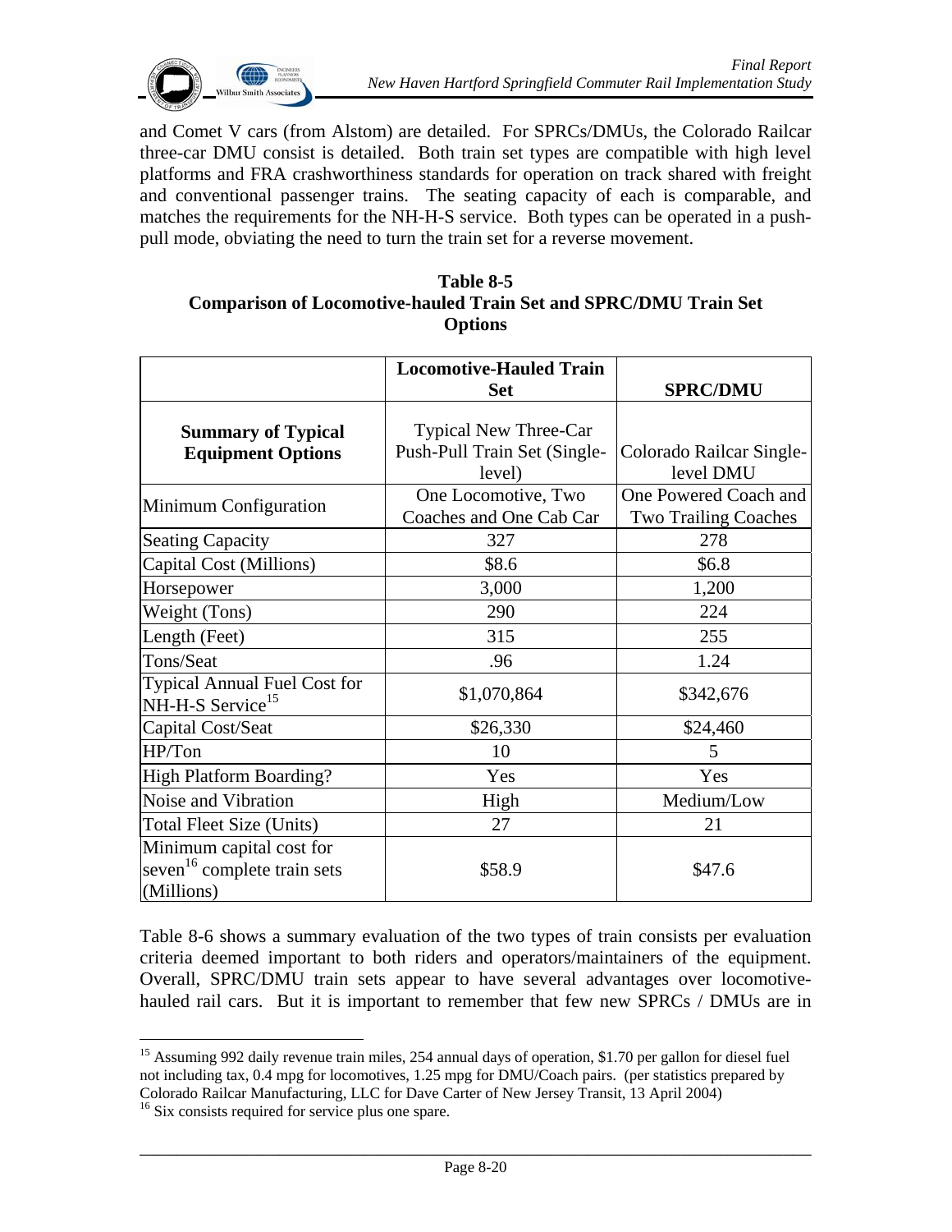and Comet V cars (from Alstom) are detailed. For SPRCs/DMUs, the Colorado Railcar three-car DMU consist is detailed. Both train set types are compatible with high level platforms and FRA crashworthiness standards for operation on track shared with freight and conventional passenger trains. The seating capacity of each is comparable, and matches the requirements for the NH-H-S service. Both types can be operated in a push-pull mode, obviating the need to turn the train set for a reverse movement.

**Table 8-5**
**Comparison of Locomotive-hauled Train Set and SPRC/DMU Train Set Options**

| | **Locomotive-Hauled Train Set** | **SPRC/DMU** |
|---|---|---|
| **Summary of Typical Equipment Options** | Typical New Three-Car Push-Pull Train Set (Single-level) | Colorado Railcar Single-level DMU |
| Minimum Configuration | One Locomotive, Two Coaches and One Cab Car | One Powered Coach and Two Trailing Coaches |
| Seating Capacity | 327 | 278 |
| Capital Cost (Millions) | $8.6 | $6.8 |
| Horsepower | 3,000 | 1,200 |
| Weight (Tons) | 290 | 224 |
| Length (Feet) | 315 | 255 |
| Tons/Seat | .96 | 1.24 |
| Typical Annual Fuel Cost for NH-H-S Service[15] | $1,070,864 | $342,676 |
| Capital Cost/Seat | $26,330 | $24,460 |
| HP/Ton | 10 | 5 |
| High Platform Boarding? | Yes | Yes |
| Noise and Vibration | High | Medium/Low |
| Total Fleet Size (Units) | 27 | 21 |
| Minimum capital cost for seven[16] complete train sets (Millions) | $58.9 | $47.6 |

Table 8-6 shows a summary evaluation of the two types of train consists per evaluation criteria deemed important to both riders and operators/maintainers of the equipment. Overall, SPRC/DMU train sets appear to have several advantages over locomotive-hauled rail cars. But it is important to remember that few new SPRCs / DMUs are in

---

[15] Assuming 992 daily revenue train miles, 254 annual days of operation, $1.70 per gallon for diesel fuel not including tax, 0.4 mpg for locomotives, 1.25 mpg for DMU/Coach pairs. (per statistics prepared by Colorado Railcar Manufacturing, LLC for Dave Carter of New Jersey Transit, 13 April 2004)

[16] Six consists required for service plus one spare.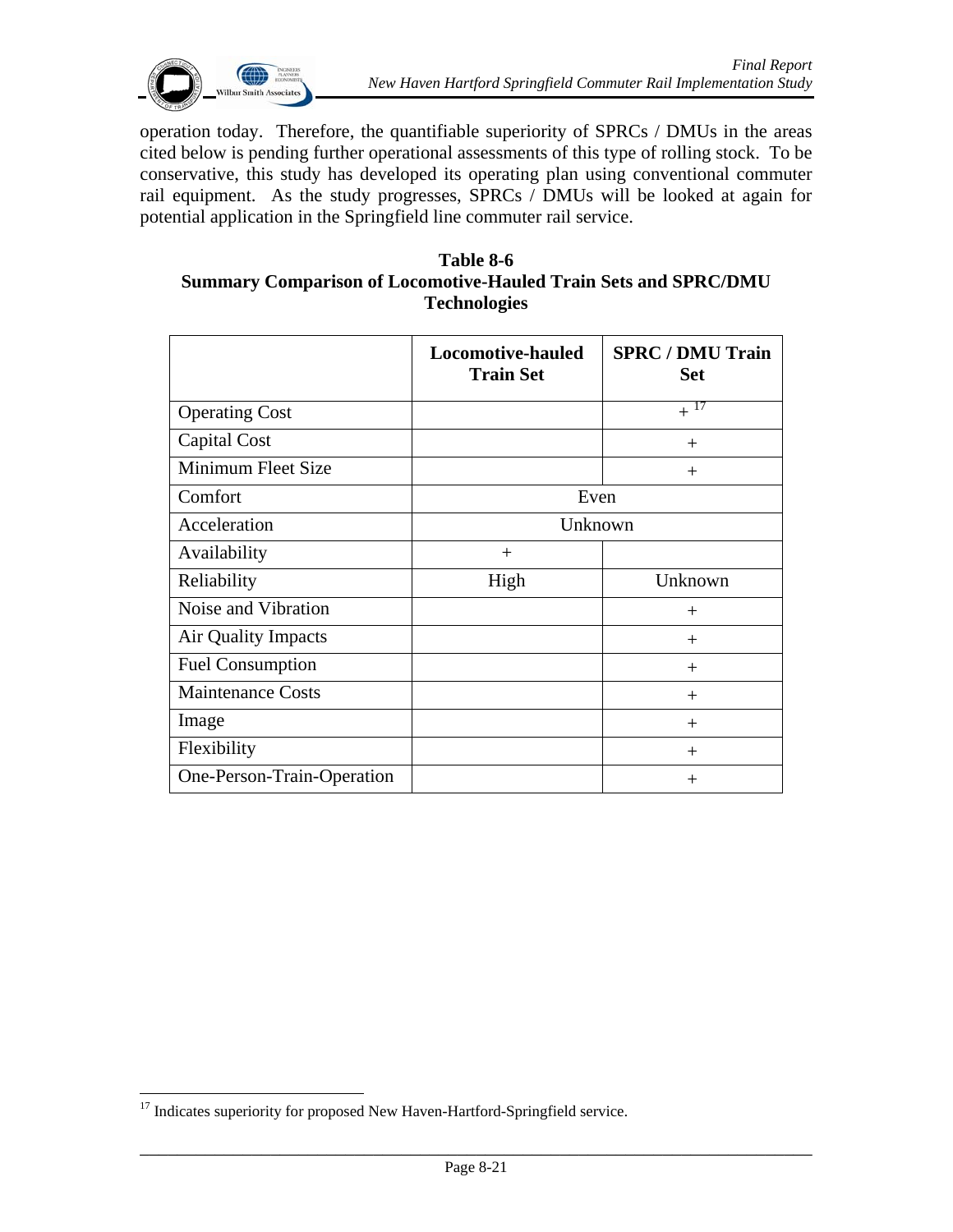operation today. Therefore, the quantifiable superiority of SPRCs / DMUs in the areas cited below is pending further operational assessments of this type of rolling stock. To be conservative, this study has developed its operating plan using conventional commuter rail equipment. As the study progresses, SPRCs / DMUs will be looked at again for potential application in the Springfield line commuter rail service.

**Table 8-6**
**Summary Comparison of Locomotive-Hauled Train Sets and SPRC/DMU Technologies**

| | Locomotive-hauled Train Set | SPRC / DMU Train Set |
|---|---|---|
| Operating Cost | | + [17] |
| Capital Cost | | + |
| Minimum Fleet Size | | + |
| Comfort | Even | |
| Acceleration | Unknown | |
| Availability | + | |
| Reliability | High | Unknown |
| Noise and Vibration | | + |
| Air Quality Impacts | | + |
| Fuel Consumption | | + |
| Maintenance Costs | | + |
| Image | | + |
| Flexibility | | + |
| One-Person-Train-Operation | | + |

[17] Indicates superiority for proposed New Haven-Hartford-Springfield service.